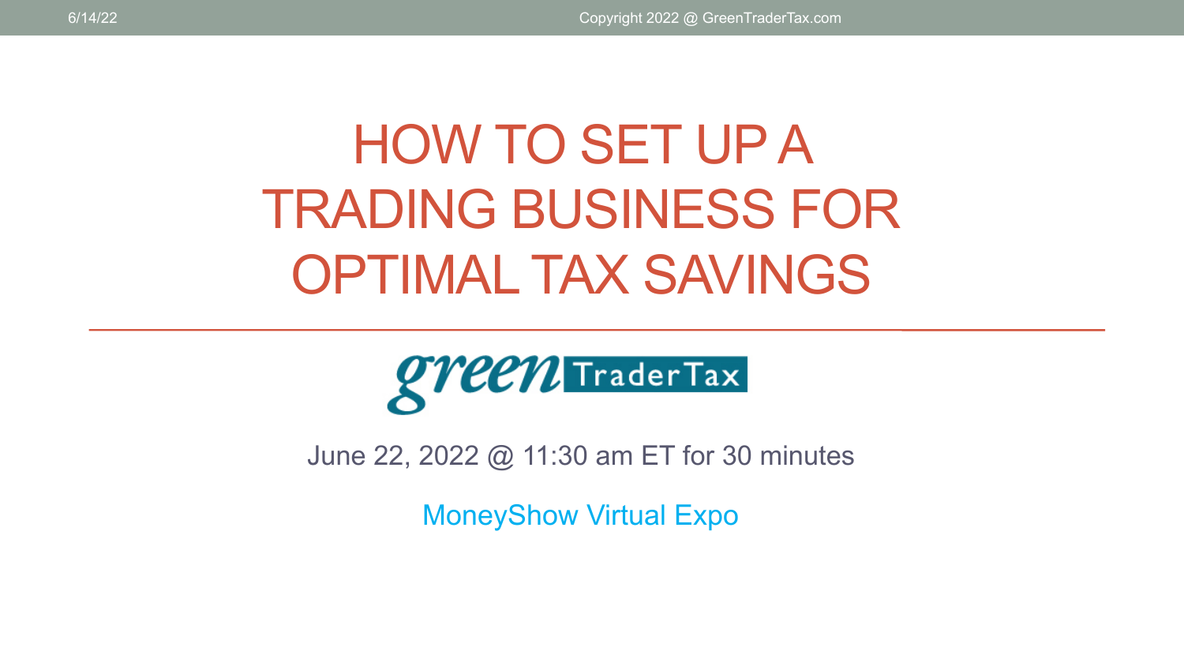# HOW TO SET UP A TRADING BUSINESS FOR OPTIMAL TAX SAVINGS

green TraderTax

June 22, 2022 @ 11:30 am ET for 30 minutes

MoneyShow Virtual Expo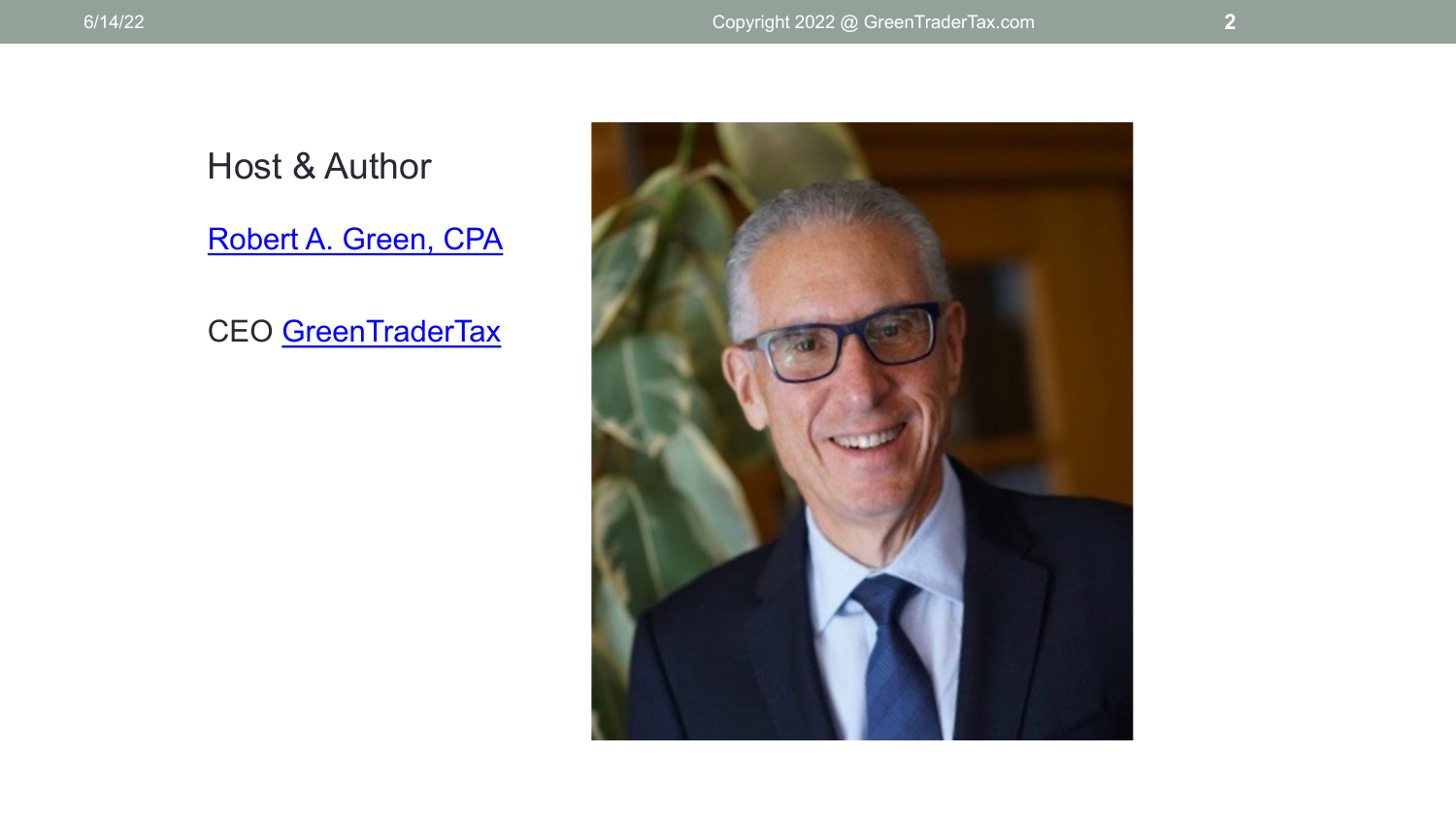Host & Author

[Robert A. Green, CPA]

CEO [GreenTraderTax]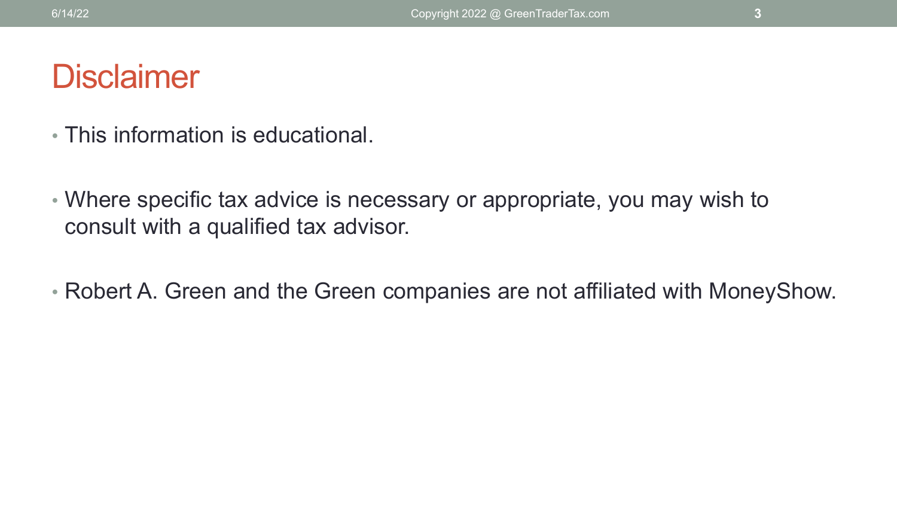# Disclaimer

- This information is educational.
- Where specific tax advice is necessary or appropriate, you may wish to consult with a qualified tax advisor.
- Robert A. Green and the Green companies are not affiliated with MoneyShow.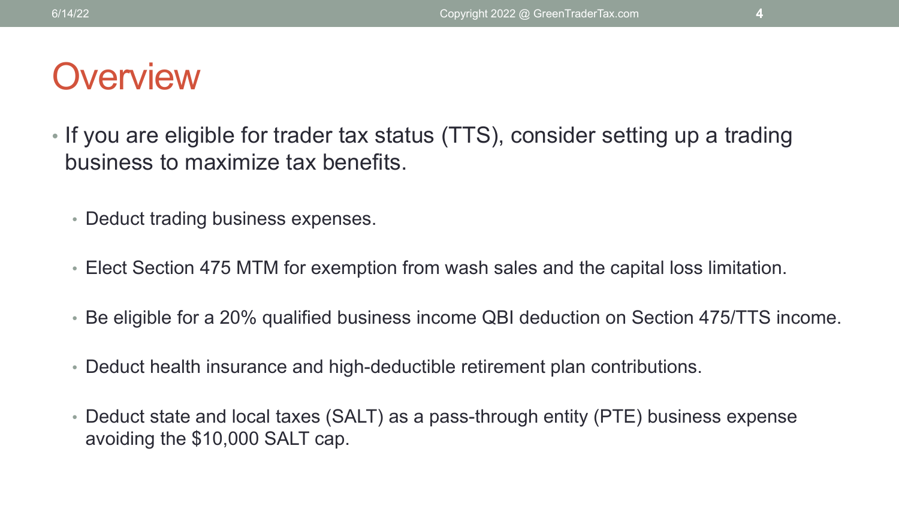# Overview

- If you are eligible for trader tax status (TTS), consider setting up a trading business to maximize tax benefits.
  - Deduct trading business expenses.
  - Elect Section 475 MTM for exemption from wash sales and the capital loss limitation.
  - Be eligible for a 20% qualified business income QBI deduction on Section 475/TTS income.
  - Deduct health insurance and high-deductible retirement plan contributions.
  - Deduct state and local taxes (SALT) as a pass-through entity (PTE) business expense avoiding the $10,000 SALT cap.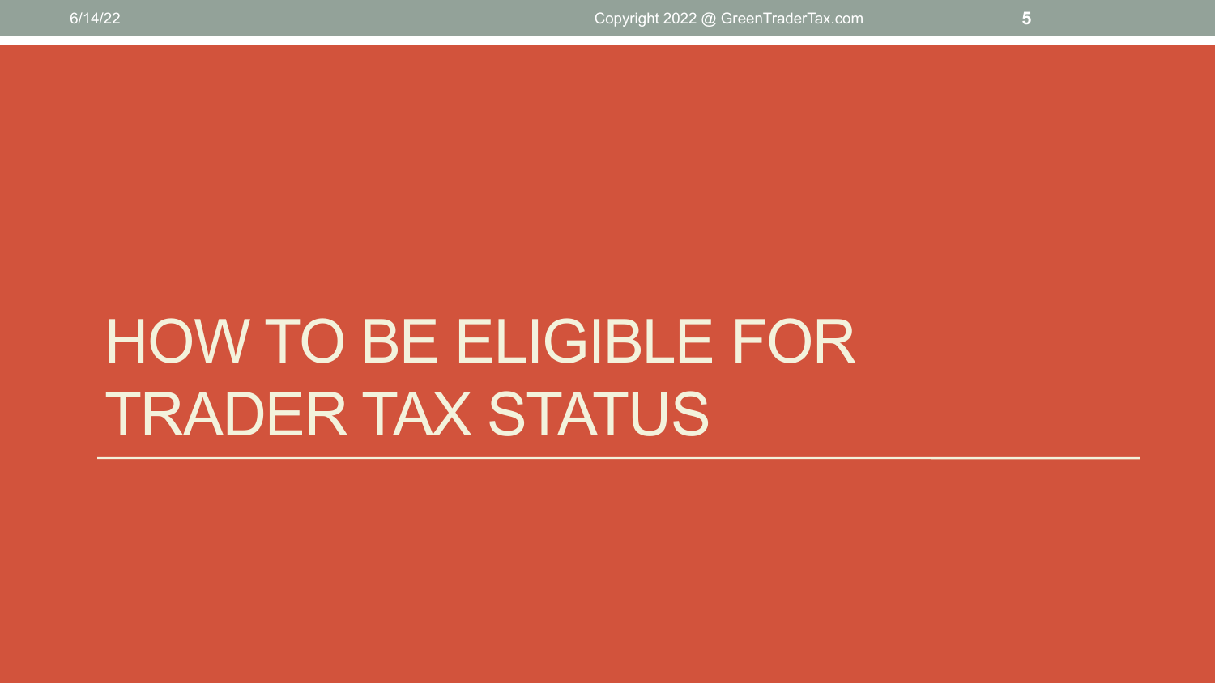# HOW TO BE ELIGIBLE FOR TRADER TAX STATUS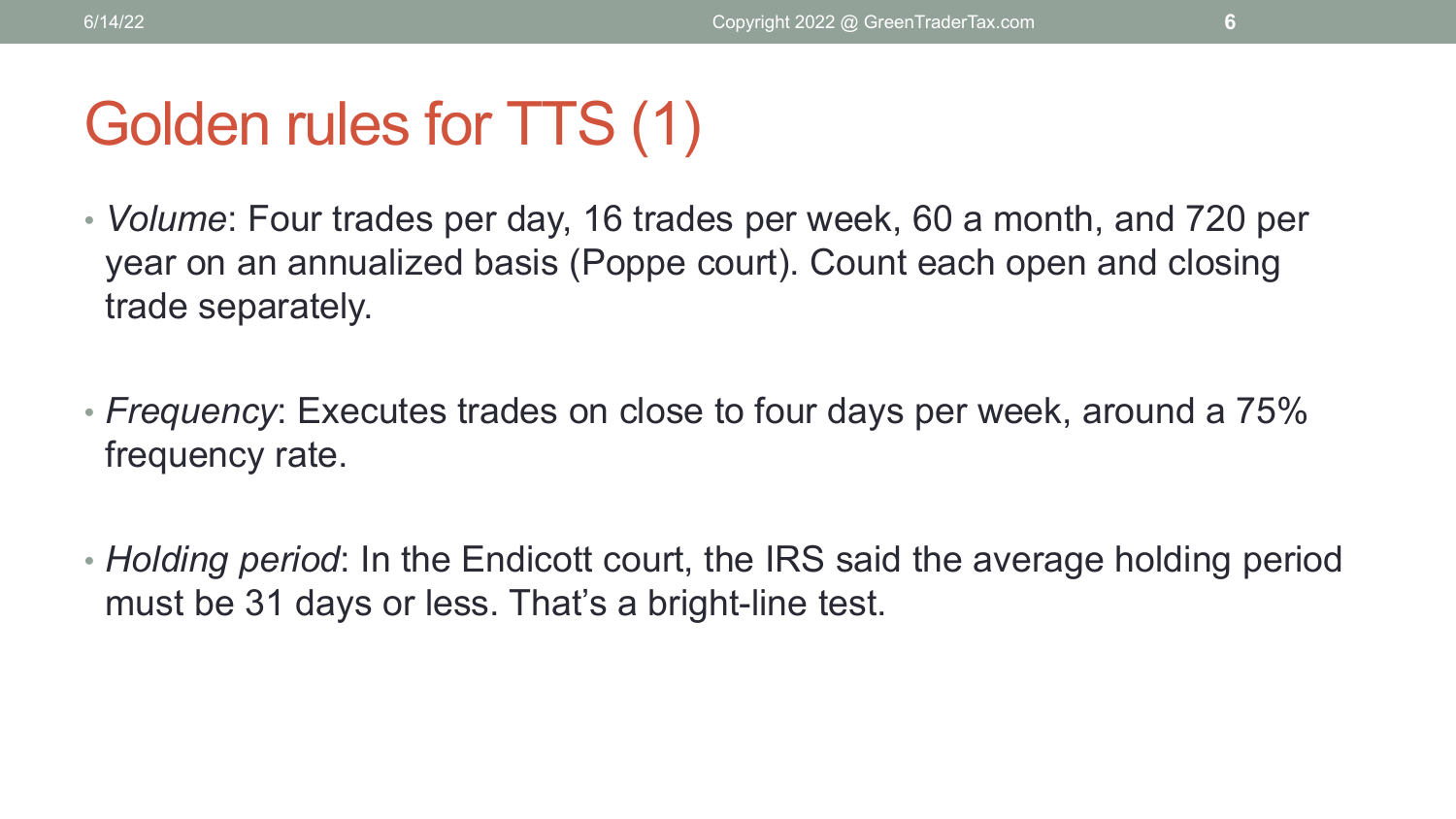# Golden rules for TTS (1)

- *Volume*: Four trades per day, 16 trades per week, 60 a month, and 720 per year on an annualized basis (Poppe court). Count each open and closing trade separately.

- *Frequency*: Executes trades on close to four days per week, around a 75% frequency rate.

- *Holding period*: In the Endicott court, the IRS said the average holding period must be 31 days or less. That's a bright-line test.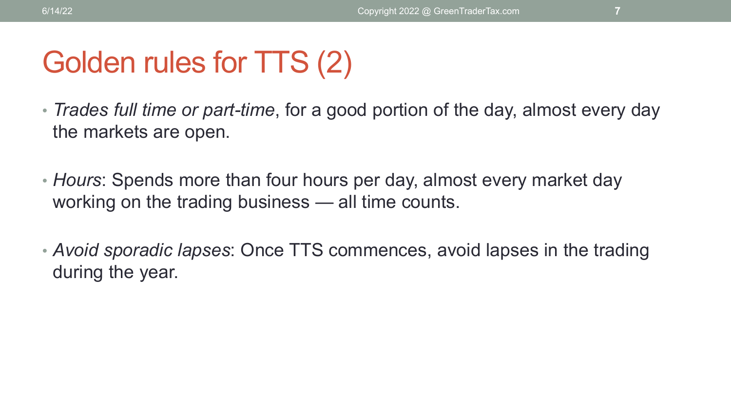# Golden rules for TTS (2)

- *Trades full time or part-time*, for a good portion of the day, almost every day the markets are open.
- *Hours*: Spends more than four hours per day, almost every market day working on the trading business — all time counts.
- *Avoid sporadic lapses*: Once TTS commences, avoid lapses in the trading during the year.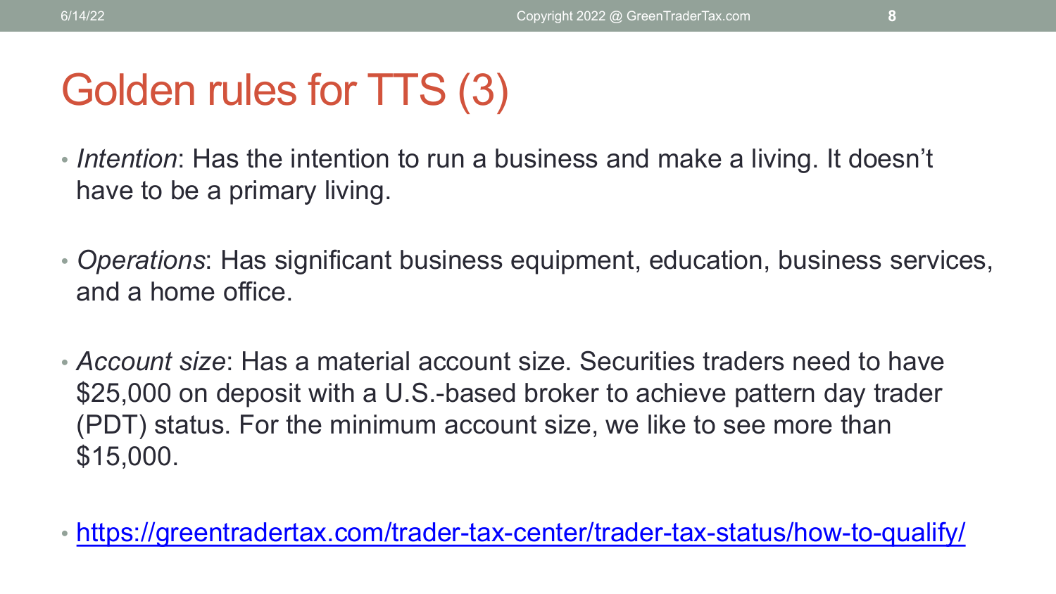# Golden rules for TTS (3)

- *Intention*: Has the intention to run a business and make a living. It doesn't have to be a primary living.
- *Operations*: Has significant business equipment, education, business services, and a home office.
- *Account size*: Has a material account size. Securities traders need to have $25,000 on deposit with a U.S.-based broker to achieve pattern day trader (PDT) status. For the minimum account size, we like to see more than $15,000.
- https://greentradertax.com/trader-tax-center/trader-tax-status/how-to-qualify/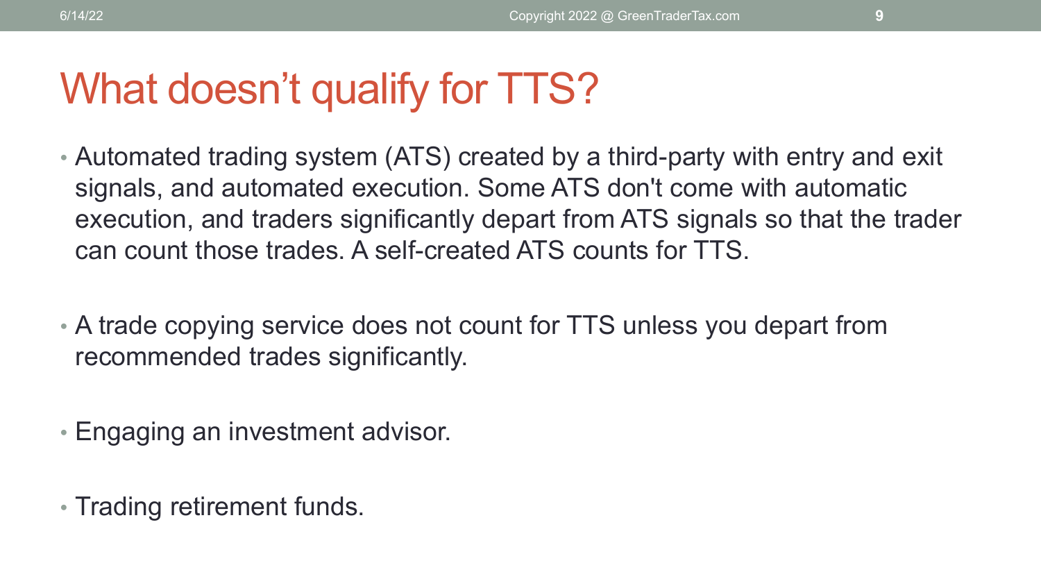# What doesn't qualify for TTS?

- Automated trading system (ATS) created by a third-party with entry and exit signals, and automated execution. Some ATS don't come with automatic execution, and traders significantly depart from ATS signals so that the trader can count those trades. A self-created ATS counts for TTS.

- A trade copying service does not count for TTS unless you depart from recommended trades significantly.

- Engaging an investment advisor.

- Trading retirement funds.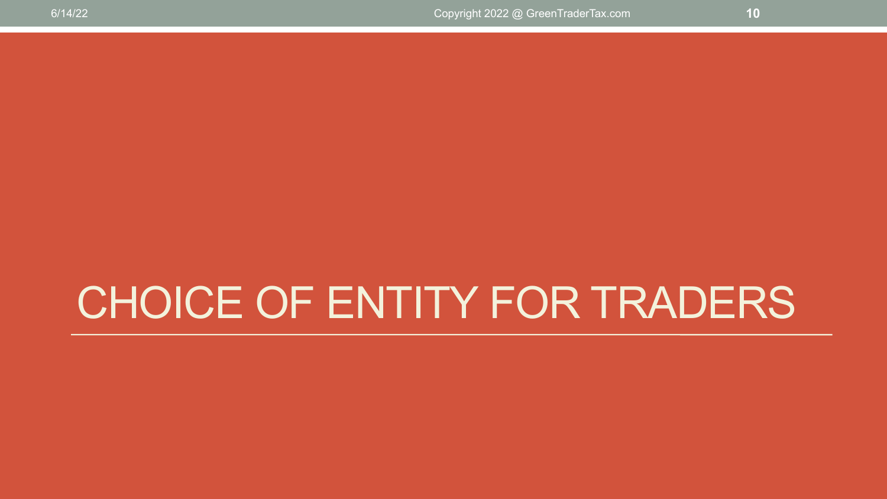# CHOICE OF ENTITY FOR TRADERS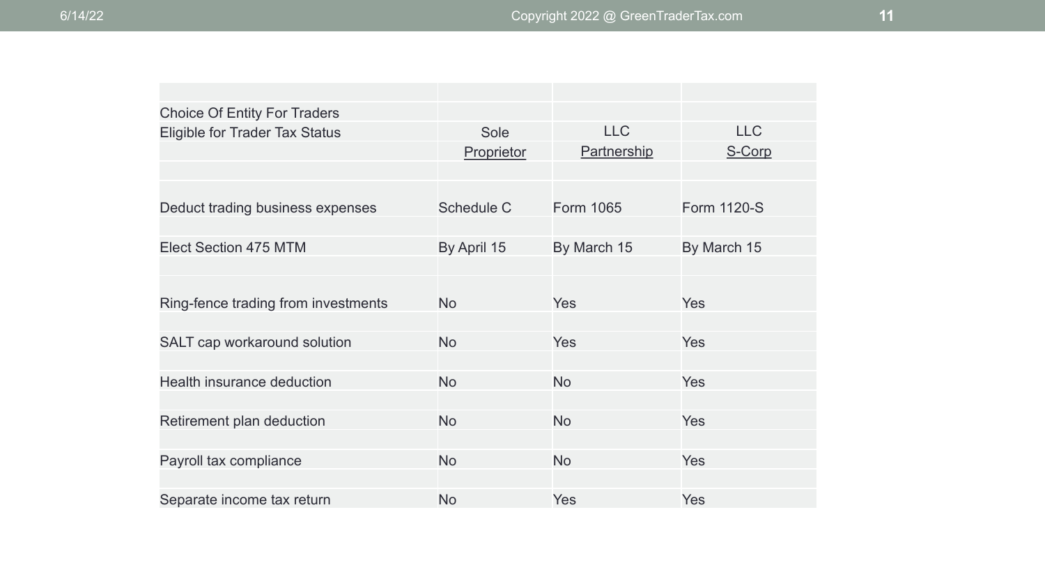| Choice Of Entity For Traders Eligible for Trader Tax Status | Sole Proprietor | LLC Partnership | LLC S-Corp |
|---|---|---|---|
| Deduct trading business expenses | Schedule C | Form 1065 | Form 1120-S |
| Elect Section 475 MTM | By April 15 | By March 15 | By March 15 |
| Ring-fence trading from investments | No | Yes | Yes |
| SALT cap workaround solution | No | Yes | Yes |
| Health insurance deduction | No | No | Yes |
| Retirement plan deduction | No | No | Yes |
| Payroll tax compliance | No | No | Yes |
| Separate income tax return | No | Yes | Yes |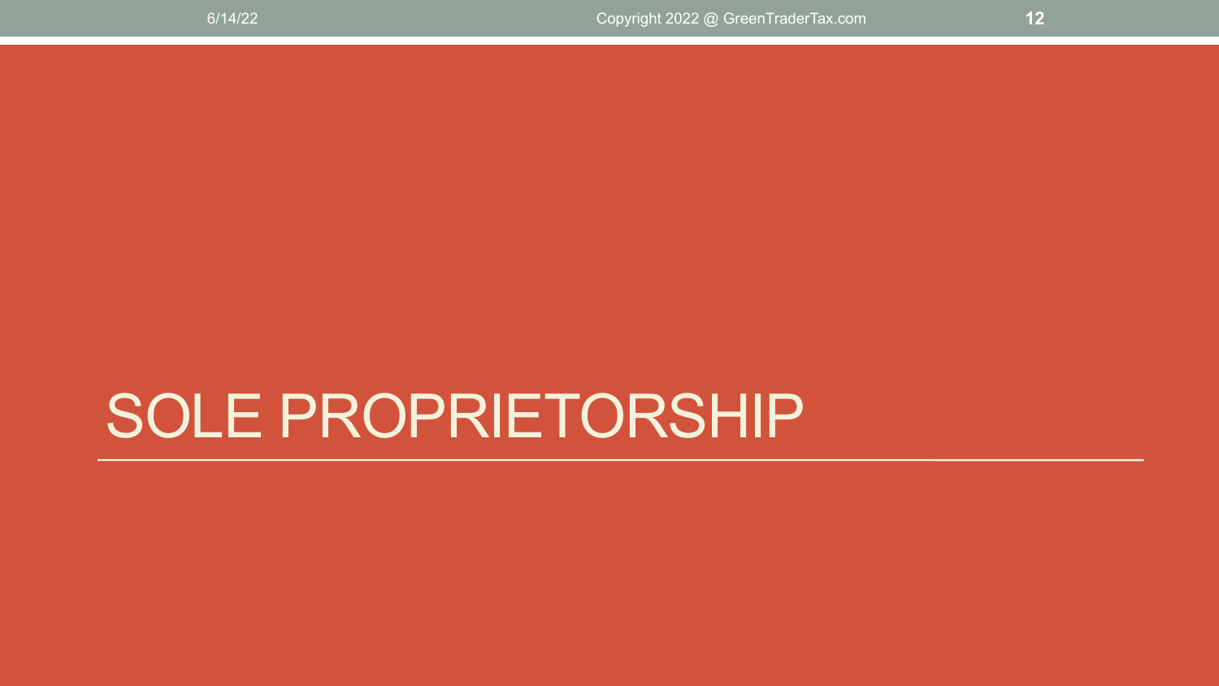# SOLE PROPRIETORSHIP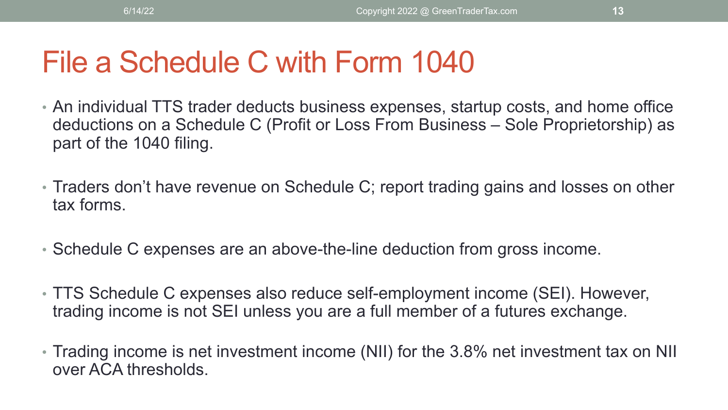# File a Schedule C with Form 1040

- An individual TTS trader deducts business expenses, startup costs, and home office deductions on a Schedule C (Profit or Loss From Business – Sole Proprietorship) as part of the 1040 filing.
- Traders don't have revenue on Schedule C; report trading gains and losses on other tax forms.
- Schedule C expenses are an above-the-line deduction from gross income.
- TTS Schedule C expenses also reduce self-employment income (SEI). However, trading income is not SEI unless you are a full member of a futures exchange.
- Trading income is net investment income (NII) for the 3.8% net investment tax on NII over ACA thresholds.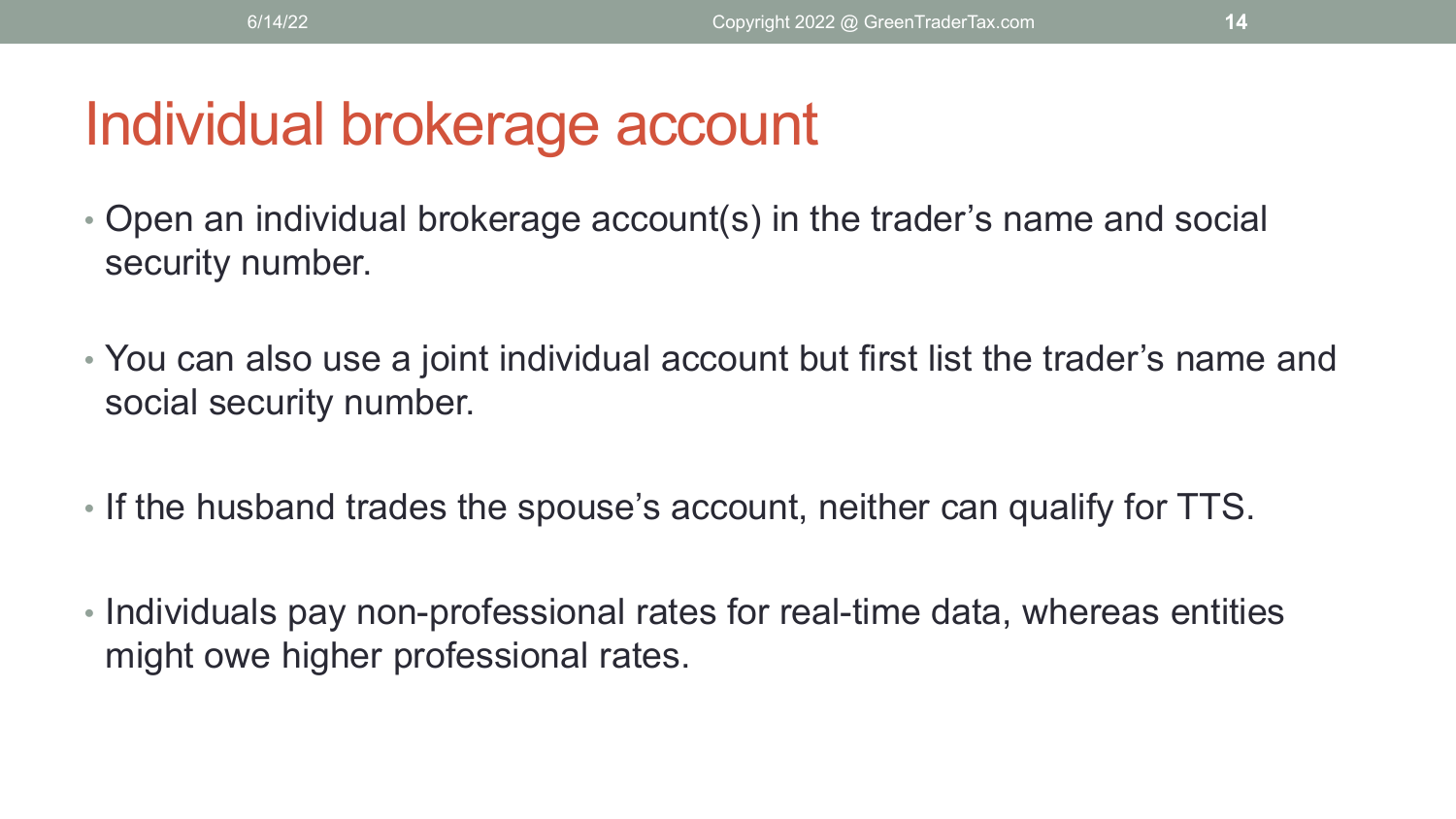# Individual brokerage account

- Open an individual brokerage account(s) in the trader's name and social security number.
- You can also use a joint individual account but first list the trader's name and social security number.
- If the husband trades the spouse's account, neither can qualify for TTS.
- Individuals pay non-professional rates for real-time data, whereas entities might owe higher professional rates.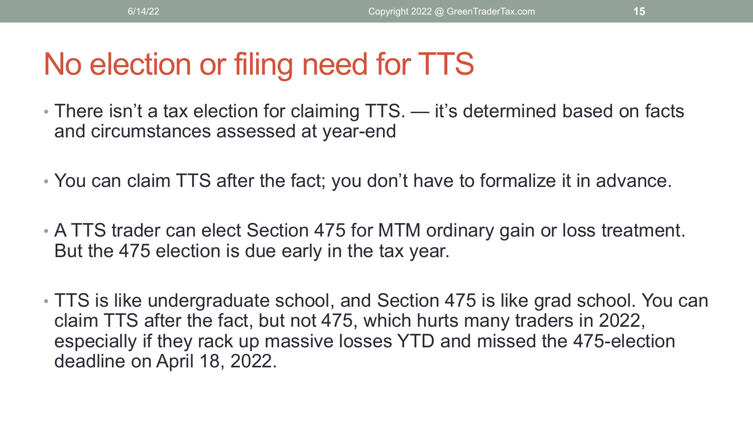# No election or filing need for TTS

- There isn't a tax election for claiming TTS. — it's determined based on facts and circumstances assessed at year-end
- You can claim TTS after the fact; you don't have to formalize it in advance.
- A TTS trader can elect Section 475 for MTM ordinary gain or loss treatment. But the 475 election is due early in the tax year.
- TTS is like undergraduate school, and Section 475 is like grad school. You can claim TTS after the fact, but not 475, which hurts many traders in 2022, especially if they rack up massive losses YTD and missed the 475-election deadline on April 18, 2022.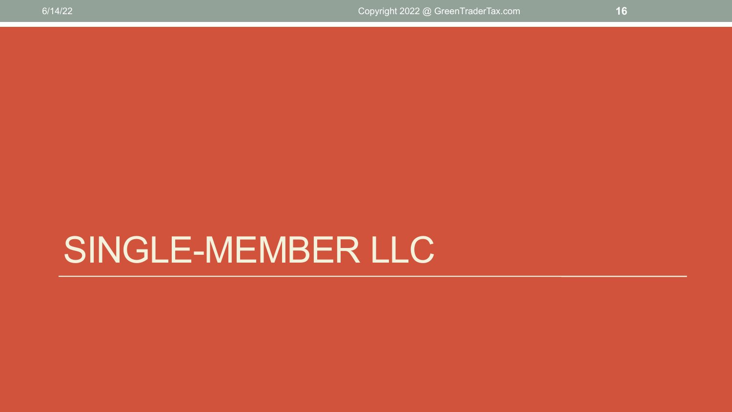# SINGLE-MEMBER LLC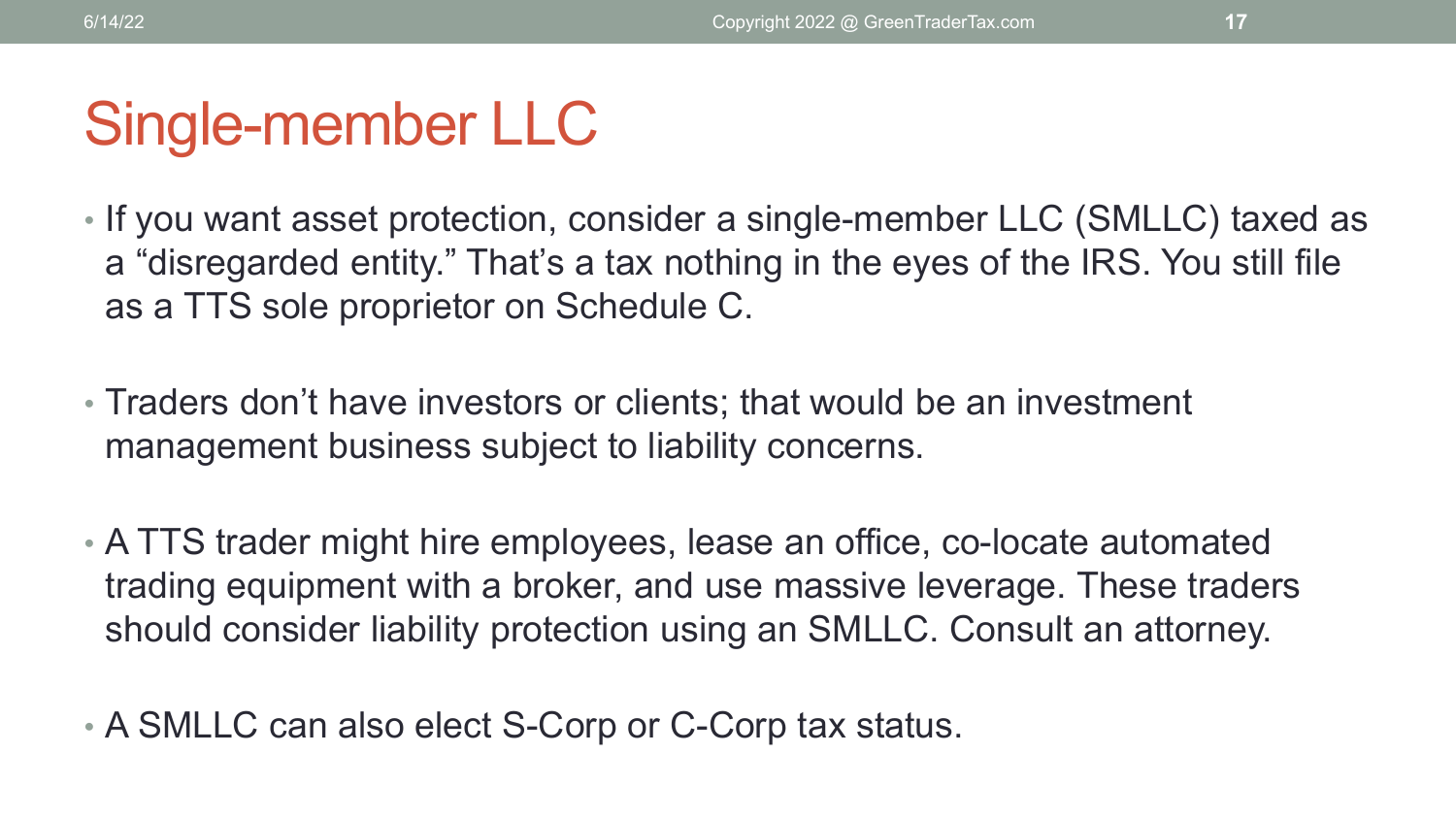# Single-member LLC

- If you want asset protection, consider a single-member LLC (SMLLC) taxed as a "disregarded entity." That's a tax nothing in the eyes of the IRS. You still file as a TTS sole proprietor on Schedule C.
- Traders don't have investors or clients; that would be an investment management business subject to liability concerns.
- A TTS trader might hire employees, lease an office, co-locate automated trading equipment with a broker, and use massive leverage. These traders should consider liability protection using an SMLLC. Consult an attorney.
- A SMLLC can also elect S-Corp or C-Corp tax status.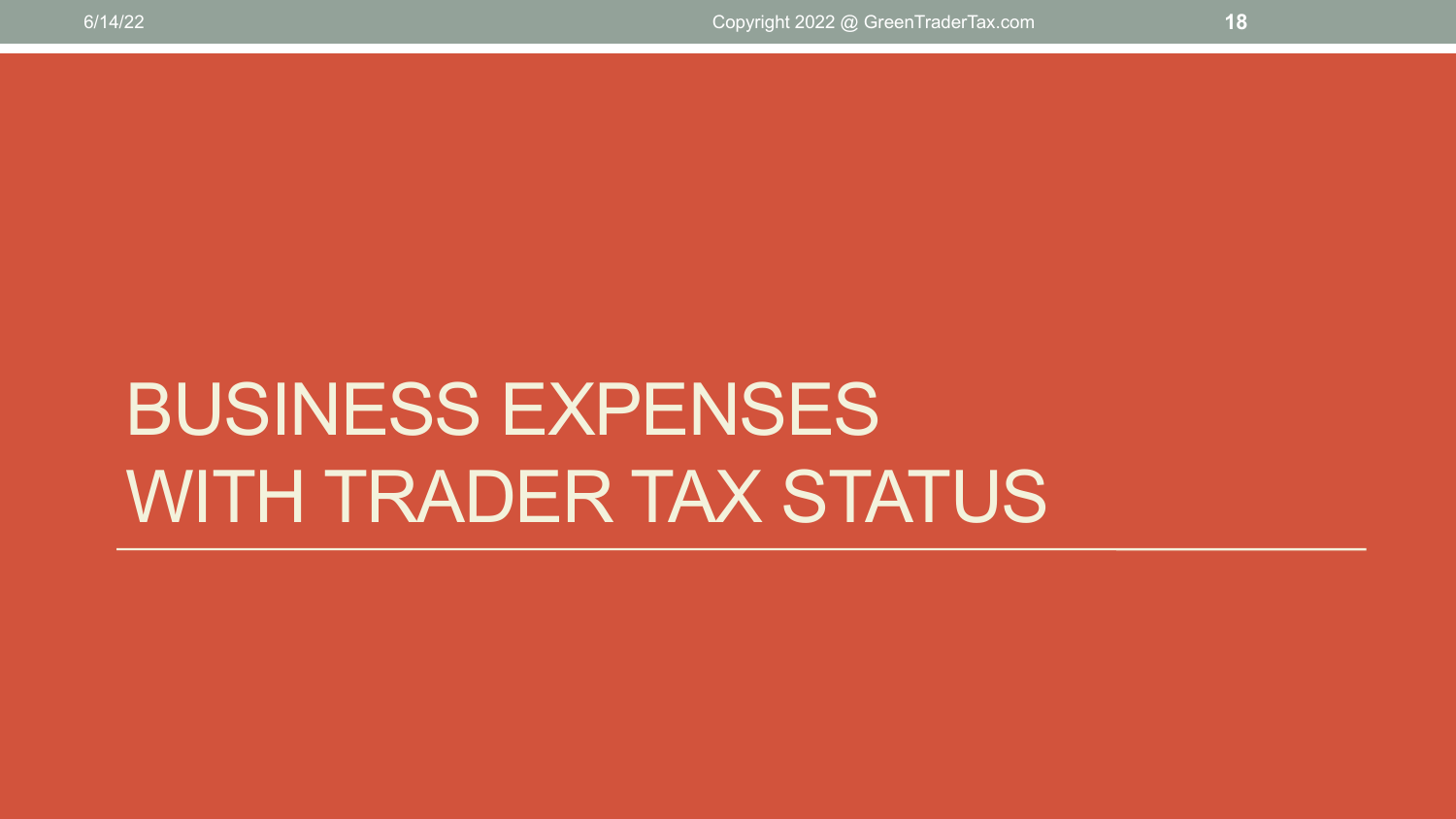# BUSINESS EXPENSES WITH TRADER TAX STATUS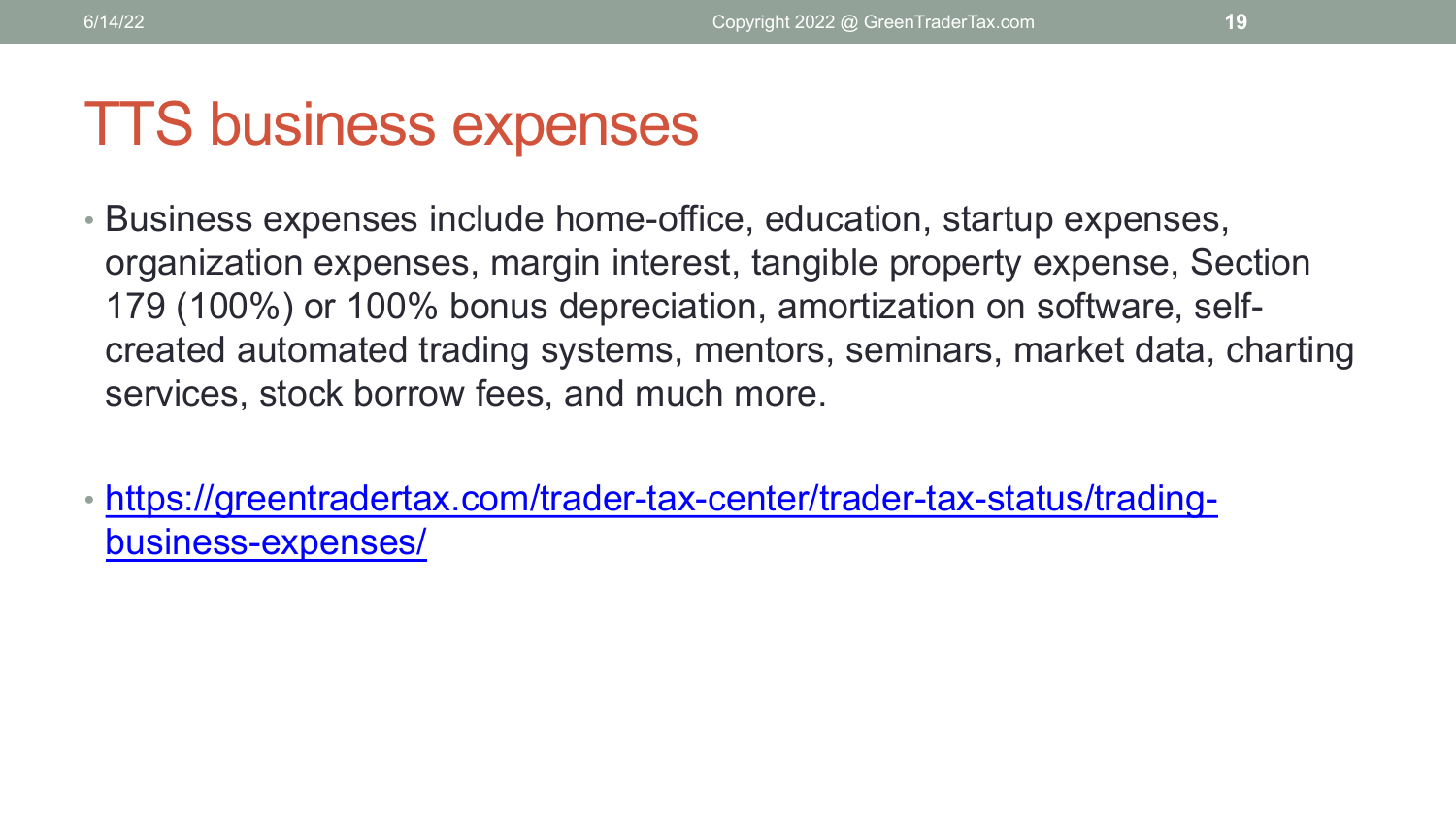# TTS business expenses

- Business expenses include home-office, education, startup expenses, organization expenses, margin interest, tangible property expense, Section 179 (100%) or 100% bonus depreciation, amortization on software, self-created automated trading systems, mentors, seminars, market data, charting services, stock borrow fees, and much more.

- [https://greentradertax.com/trader-tax-center/trader-tax-status/trading-business-expenses/](https://greentradertax.com/trader-tax-center/trader-tax-status/trading-business-expenses/)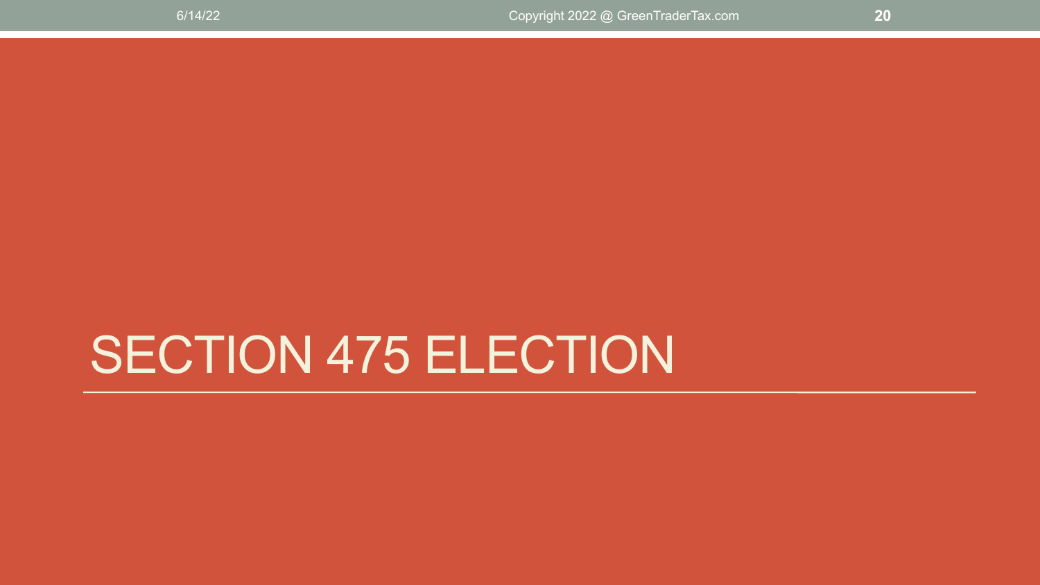# SECTION 475 ELECTION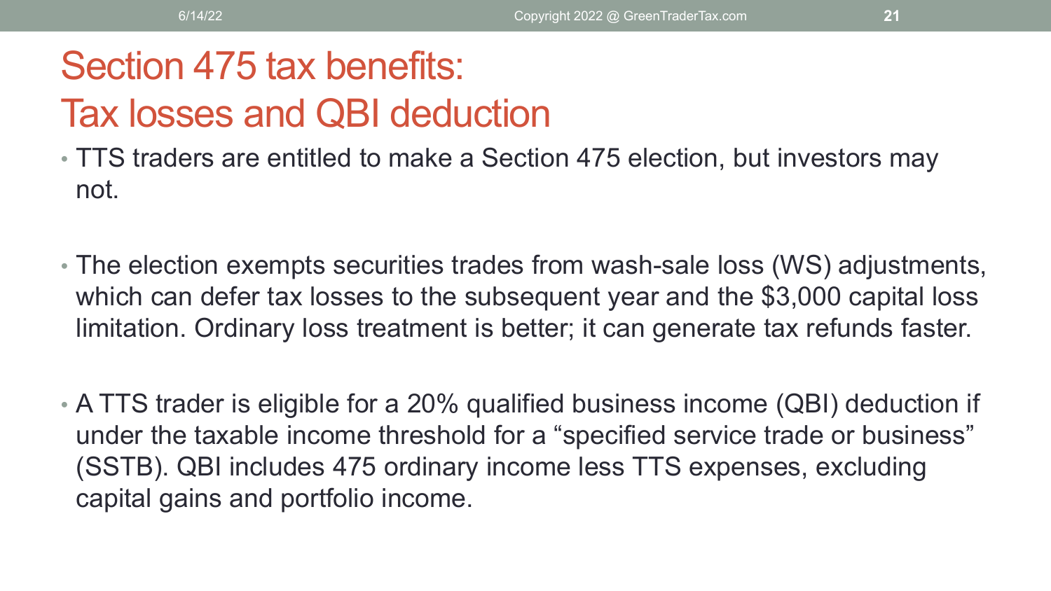# Section 475 tax benefits: Tax losses and QBI deduction

- TTS traders are entitled to make a Section 475 election, but investors may not.
- The election exempts securities trades from wash-sale loss (WS) adjustments, which can defer tax losses to the subsequent year and the $3,000 capital loss limitation. Ordinary loss treatment is better; it can generate tax refunds faster.
- A TTS trader is eligible for a 20% qualified business income (QBI) deduction if under the taxable income threshold for a "specified service trade or business" (SSTB). QBI includes 475 ordinary income less TTS expenses, excluding capital gains and portfolio income.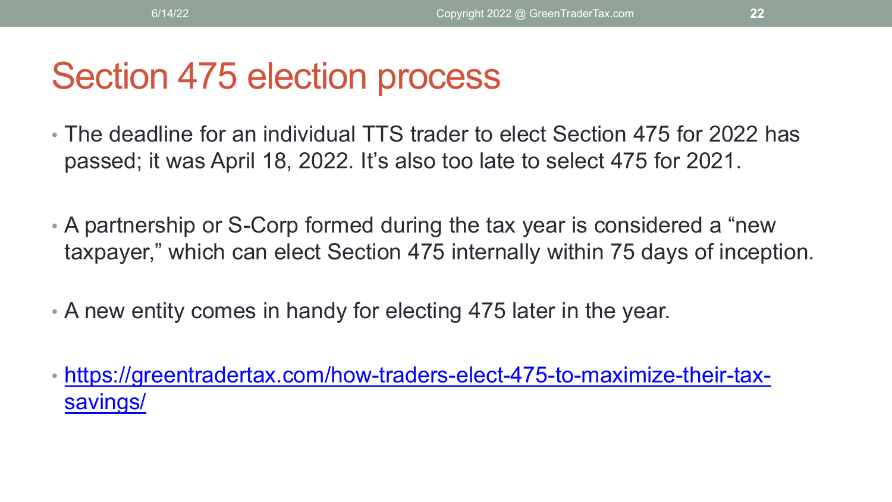# Section 475 election process

- The deadline for an individual TTS trader to elect Section 475 for 2022 has passed; it was April 18, 2022. It's also too late to select 475 for 2021.
- A partnership or S-Corp formed during the tax year is considered a "new taxpayer," which can elect Section 475 internally within 75 days of inception.
- A new entity comes in handy for electing 475 later in the year.
- https://greentradertax.com/how-traders-elect-475-to-maximize-their-tax-savings/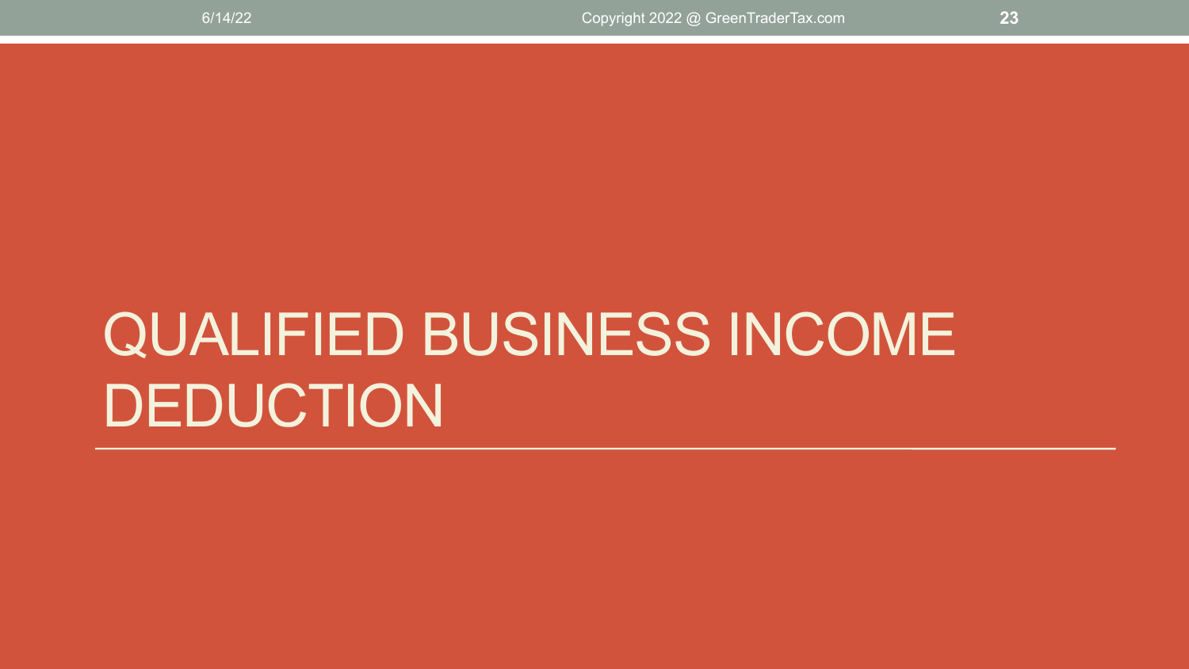# QUALIFIED BUSINESS INCOME DEDUCTION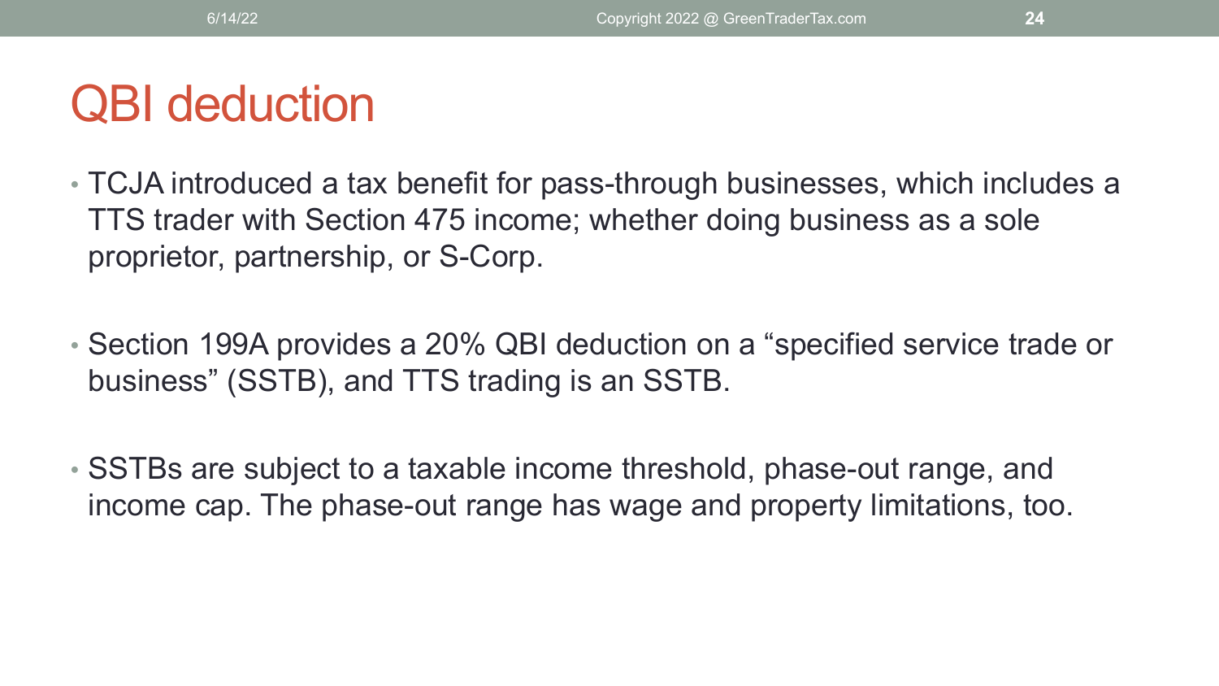# QBI deduction

- TCJA introduced a tax benefit for pass-through businesses, which includes a TTS trader with Section 475 income; whether doing business as a sole proprietor, partnership, or S-Corp.

- Section 199A provides a 20% QBI deduction on a "specified service trade or business" (SSTB), and TTS trading is an SSTB.

- SSTBs are subject to a taxable income threshold, phase-out range, and income cap. The phase-out range has wage and property limitations, too.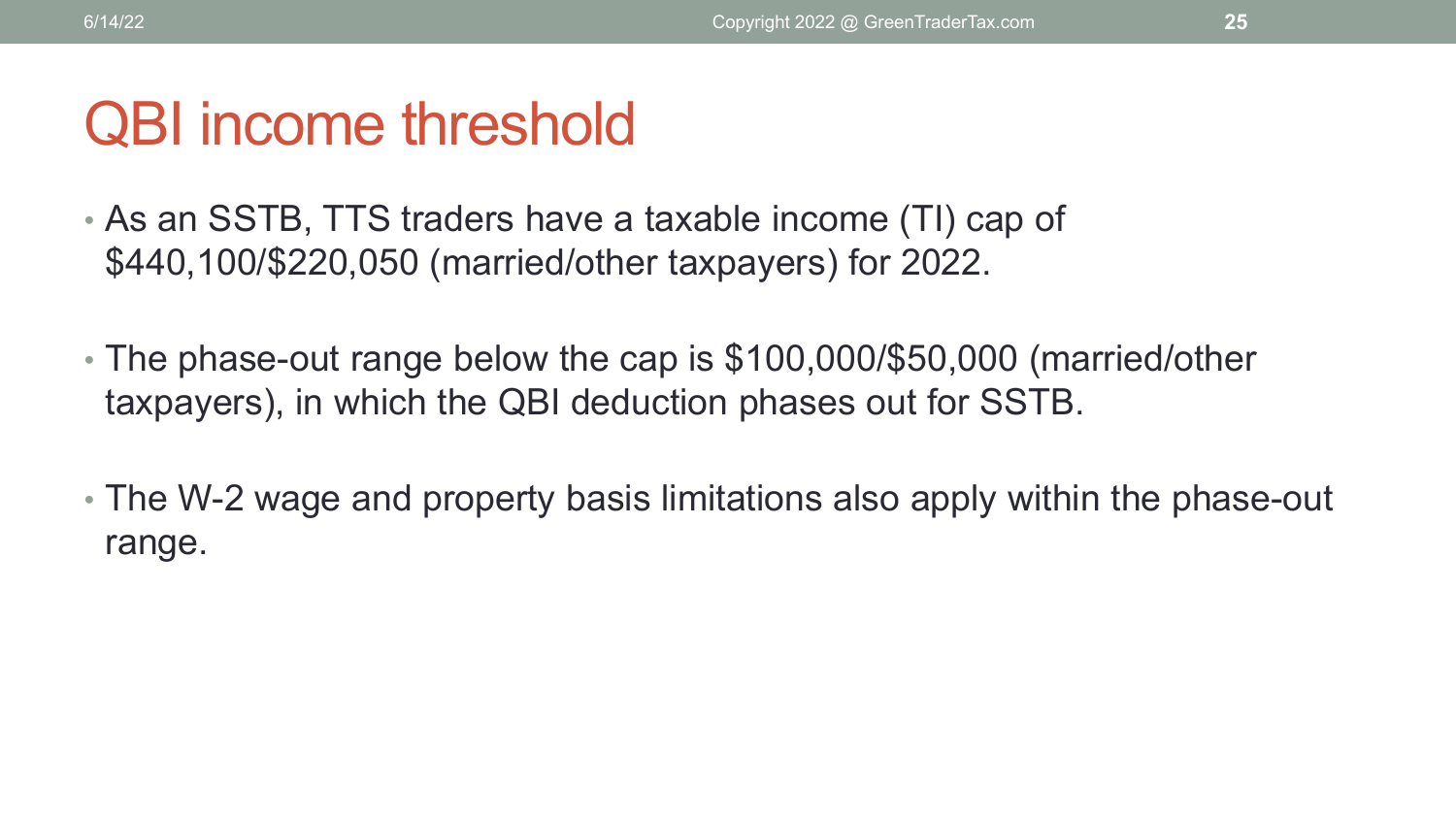# QBI income threshold

- As an SSTB, TTS traders have a taxable income (TI) cap of $440,100/$220,050 (married/other taxpayers) for 2022.

- The phase-out range below the cap is $100,000/$50,000 (married/other taxpayers), in which the QBI deduction phases out for SSTB.

- The W-2 wage and property basis limitations also apply within the phase-out range.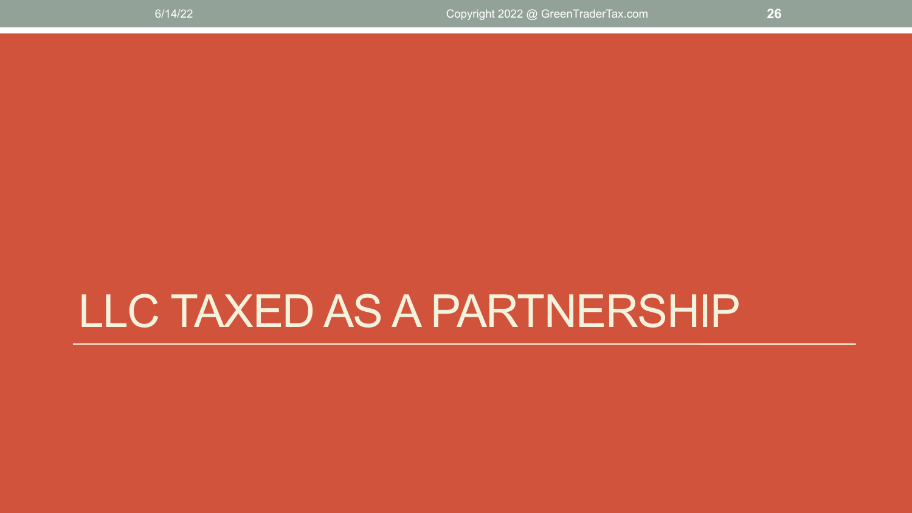# LLC TAXED AS A PARTNERSHIP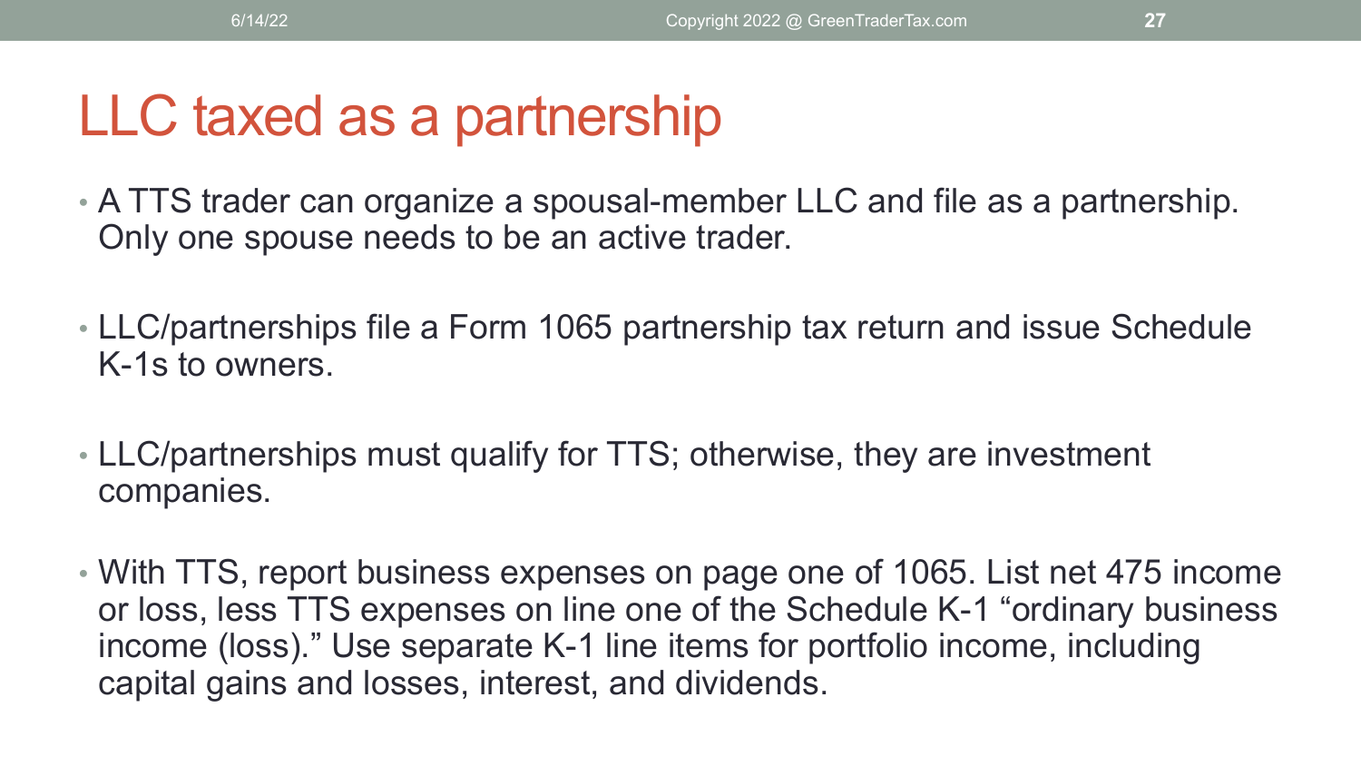# LLC taxed as a partnership

- A TTS trader can organize a spousal-member LLC and file as a partnership. Only one spouse needs to be an active trader.

- LLC/partnerships file a Form 1065 partnership tax return and issue Schedule K-1s to owners.

- LLC/partnerships must qualify for TTS; otherwise, they are investment companies.

- With TTS, report business expenses on page one of 1065. List net 475 income or loss, less TTS expenses on line one of the Schedule K-1 "ordinary business income (loss)." Use separate K-1 line items for portfolio income, including capital gains and losses, interest, and dividends.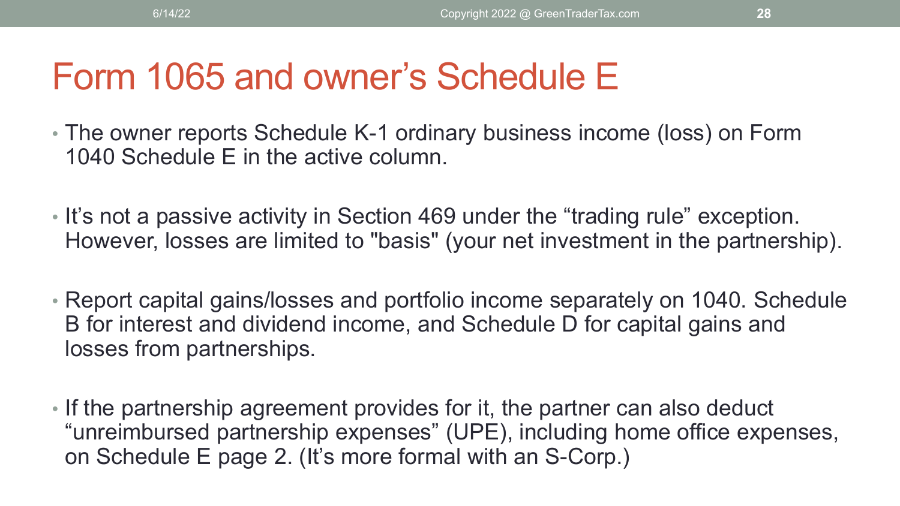# Form 1065 and owner's Schedule E

- The owner reports Schedule K-1 ordinary business income (loss) on Form 1040 Schedule E in the active column.
- It's not a passive activity in Section 469 under the "trading rule" exception. However, losses are limited to "basis" (your net investment in the partnership).
- Report capital gains/losses and portfolio income separately on 1040. Schedule B for interest and dividend income, and Schedule D for capital gains and losses from partnerships.
- If the partnership agreement provides for it, the partner can also deduct "unreimbursed partnership expenses" (UPE), including home office expenses, on Schedule E page 2. (It's more formal with an S-Corp.)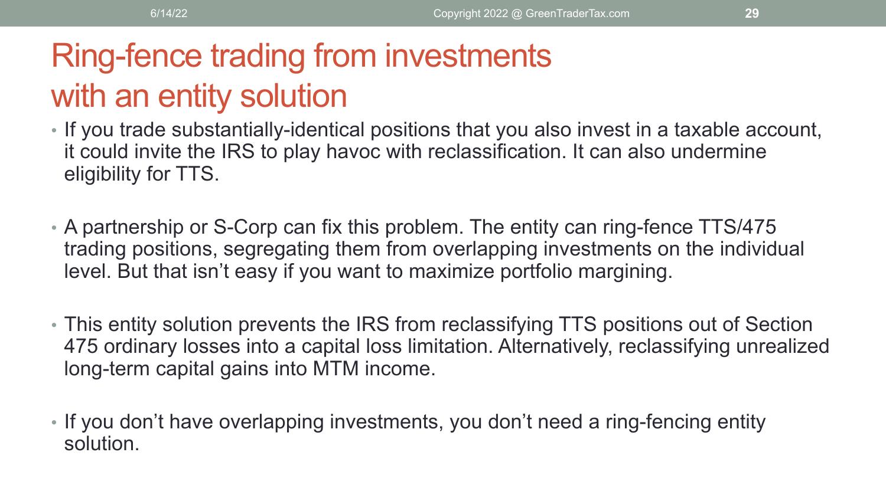# Ring-fence trading from investments with an entity solution

- If you trade substantially-identical positions that you also invest in a taxable account, it could invite the IRS to play havoc with reclassification. It can also undermine eligibility for TTS.
- A partnership or S-Corp can fix this problem. The entity can ring-fence TTS/475 trading positions, segregating them from overlapping investments on the individual level. But that isn't easy if you want to maximize portfolio margining.
- This entity solution prevents the IRS from reclassifying TTS positions out of Section 475 ordinary losses into a capital loss limitation. Alternatively, reclassifying unrealized long-term capital gains into MTM income.
- If you don't have overlapping investments, you don't need a ring-fencing entity solution.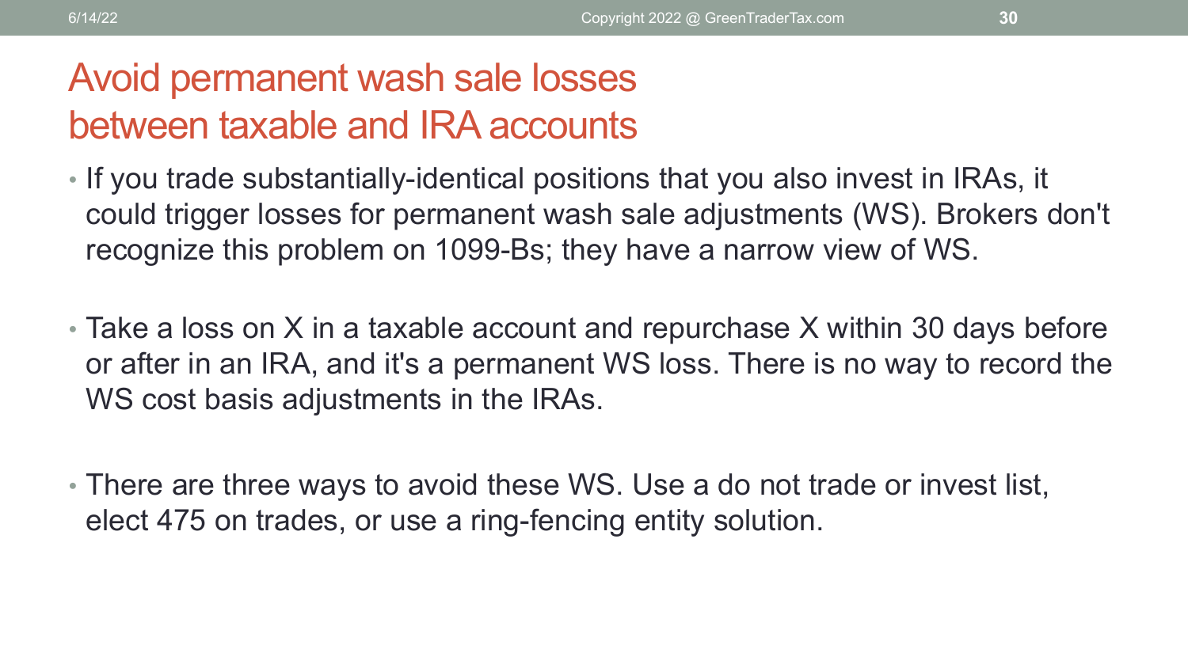# Avoid permanent wash sale losses between taxable and IRA accounts

- If you trade substantially-identical positions that you also invest in IRAs, it could trigger losses for permanent wash sale adjustments (WS). Brokers don't recognize this problem on 1099-Bs; they have a narrow view of WS.

- Take a loss on X in a taxable account and repurchase X within 30 days before or after in an IRA, and it's a permanent WS loss. There is no way to record the WS cost basis adjustments in the IRAs.

- There are three ways to avoid these WS. Use a do not trade or invest list, elect 475 on trades, or use a ring-fencing entity solution.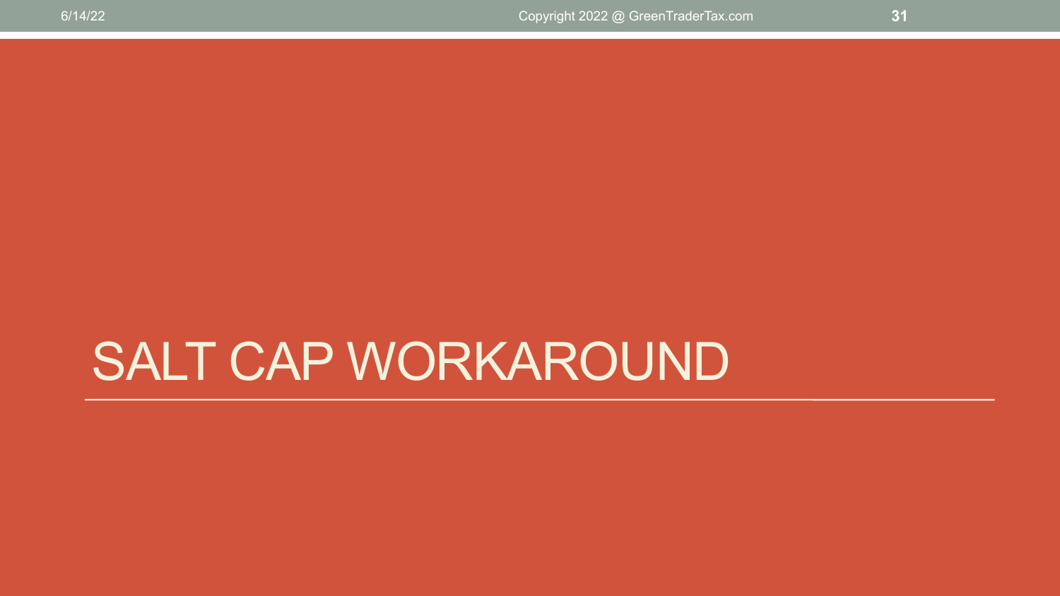# SALT CAP WORKAROUND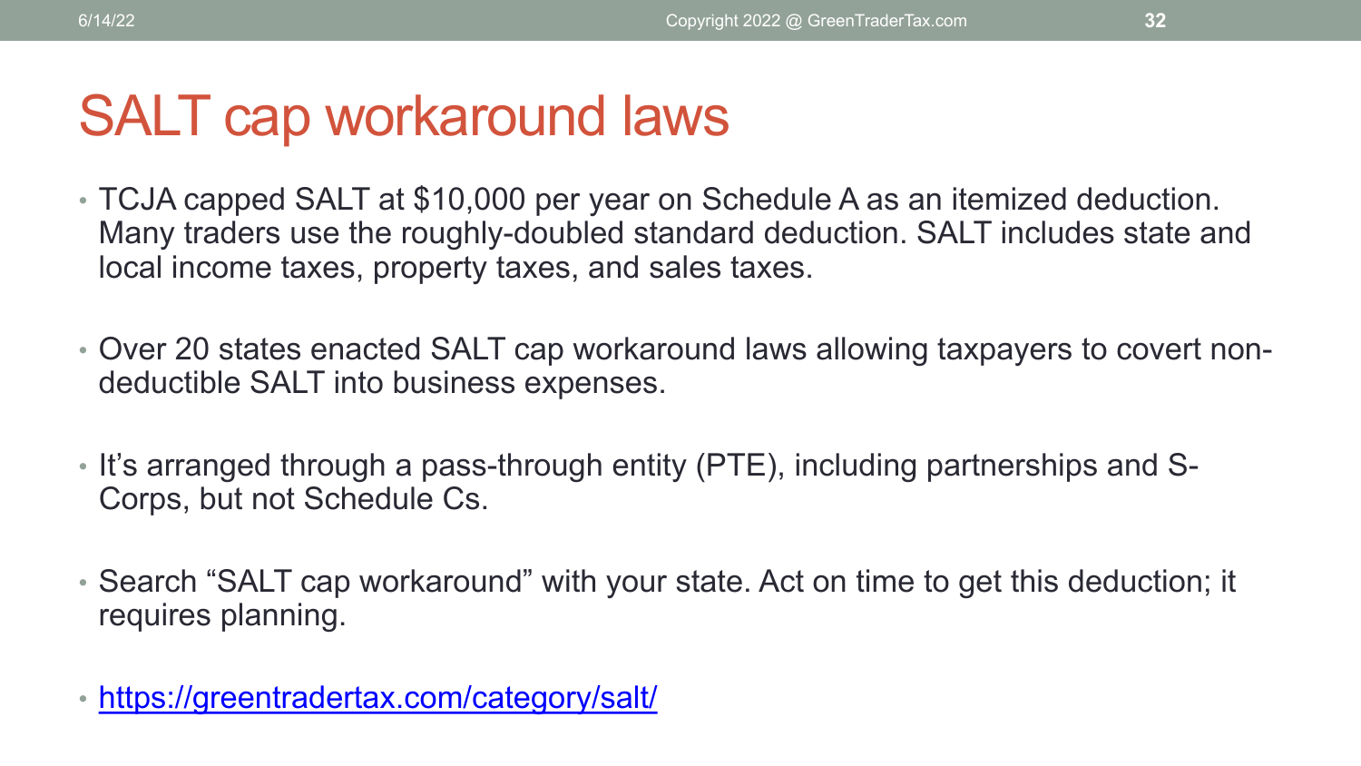# SALT cap workaround laws

- TCJA capped SALT at $10,000 per year on Schedule A as an itemized deduction. Many traders use the roughly-doubled standard deduction. SALT includes state and local income taxes, property taxes, and sales taxes.
- Over 20 states enacted SALT cap workaround laws allowing taxpayers to covert non-deductible SALT into business expenses.
- It's arranged through a pass-through entity (PTE), including partnerships and S-Corps, but not Schedule Cs.
- Search "SALT cap workaround" with your state. Act on time to get this deduction; it requires planning.
- [https://greentradertax.com/category/salt/](https://greentradertax.com/category/salt/)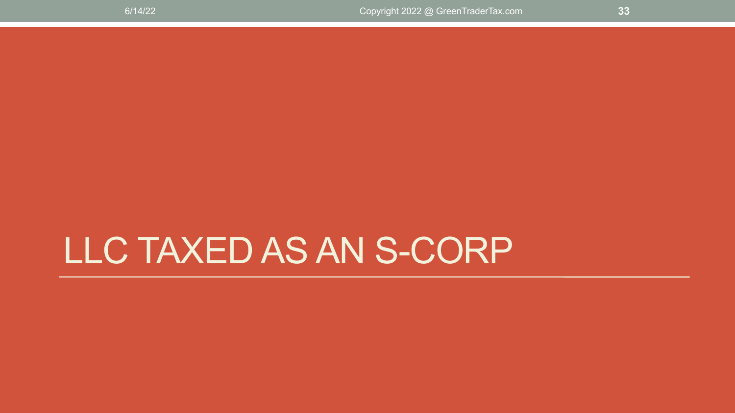# LLC TAXED AS AN S-CORP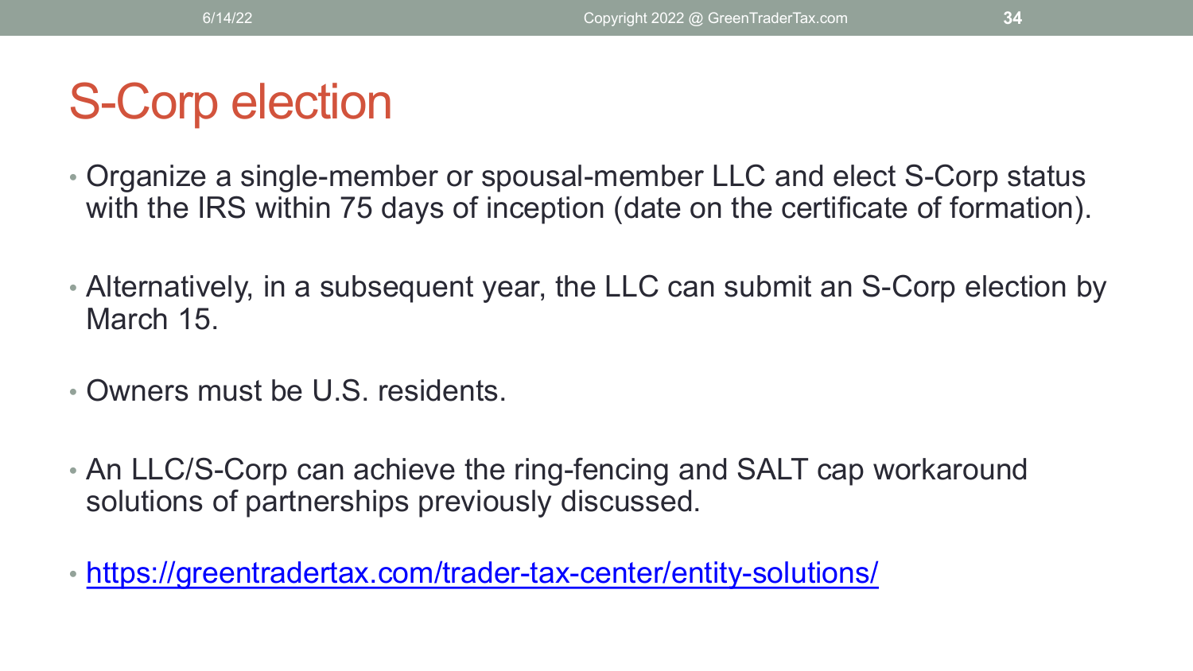# S-Corp election

- Organize a single-member or spousal-member LLC and elect S-Corp status with the IRS within 75 days of inception (date on the certificate of formation).
- Alternatively, in a subsequent year, the LLC can submit an S-Corp election by March 15.
- Owners must be U.S. residents.
- An LLC/S-Corp can achieve the ring-fencing and SALT cap workaround solutions of partnerships previously discussed.
- https://greentradertax.com/trader-tax-center/entity-solutions/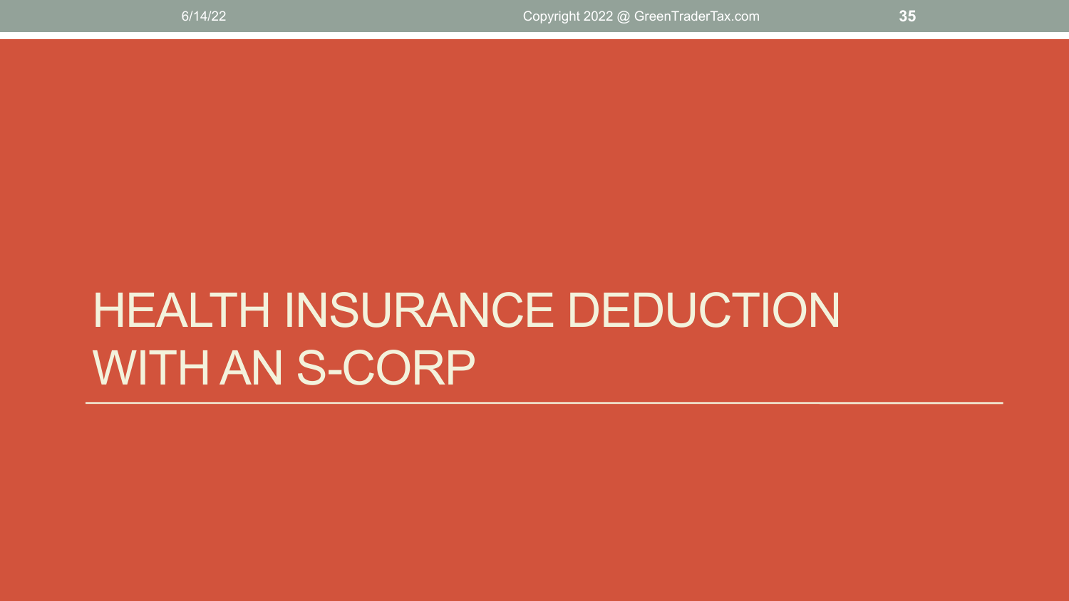# HEALTH INSURANCE DEDUCTION WITH AN S-CORP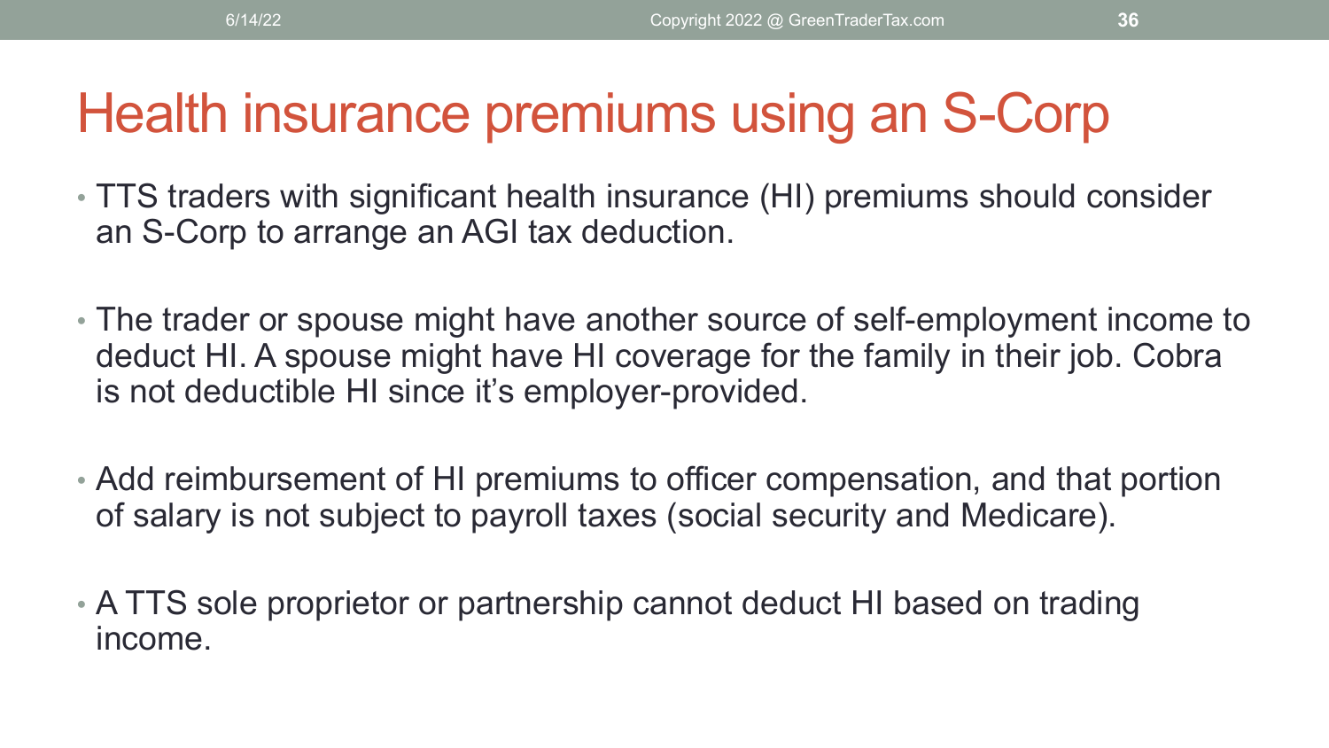# Health insurance premiums using an S-Corp

- TTS traders with significant health insurance (HI) premiums should consider an S-Corp to arrange an AGI tax deduction.

- The trader or spouse might have another source of self-employment income to deduct HI. A spouse might have HI coverage for the family in their job. Cobra is not deductible HI since it's employer-provided.

- Add reimbursement of HI premiums to officer compensation, and that portion of salary is not subject to payroll taxes (social security and Medicare).

- A TTS sole proprietor or partnership cannot deduct HI based on trading income.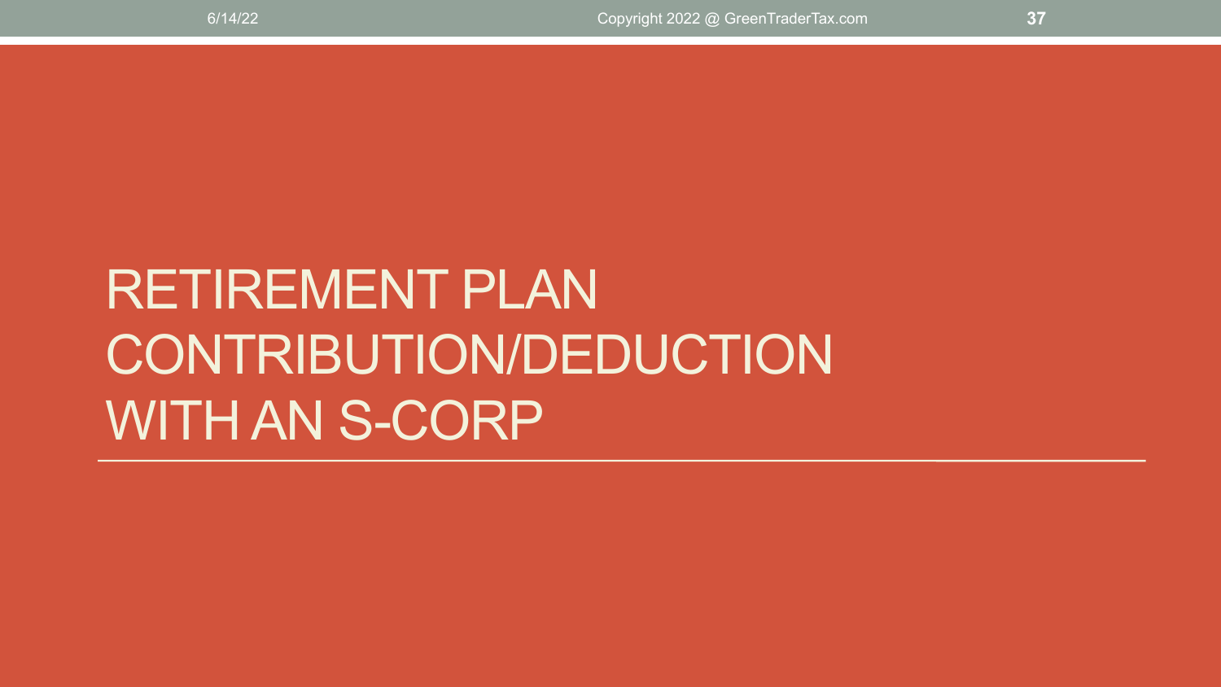# RETIREMENT PLAN CONTRIBUTION/DEDUCTION WITH AN S-CORP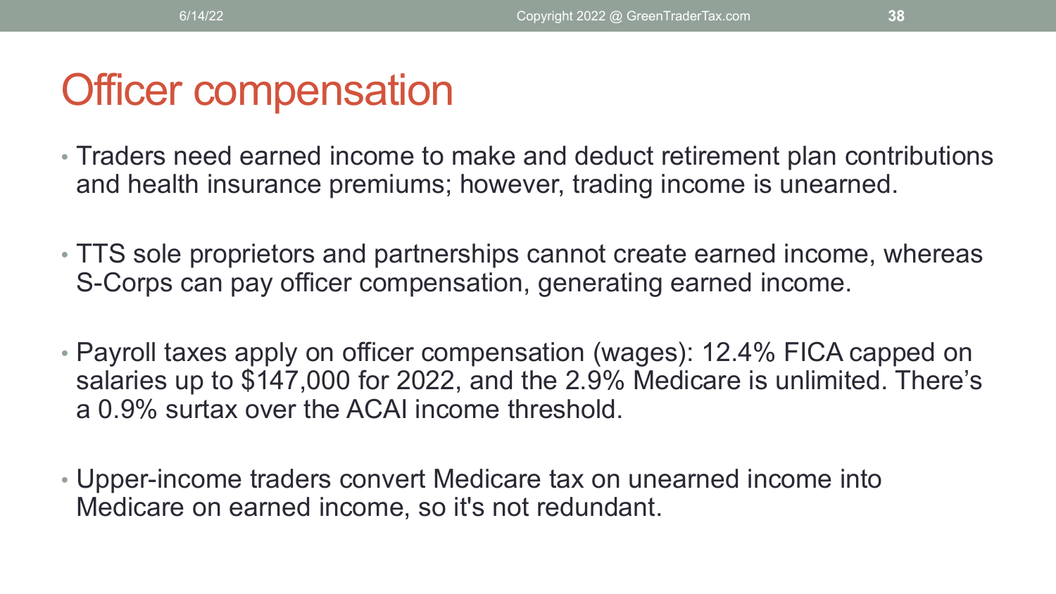# Officer compensation

- Traders need earned income to make and deduct retirement plan contributions and health insurance premiums; however, trading income is unearned.

- TTS sole proprietors and partnerships cannot create earned income, whereas S-Corps can pay officer compensation, generating earned income.

- Payroll taxes apply on officer compensation (wages): 12.4% FICA capped on salaries up to $147,000 for 2022, and the 2.9% Medicare is unlimited. There's a 0.9% surtax over the ACAI income threshold.

- Upper-income traders convert Medicare tax on unearned income into Medicare on earned income, so it's not redundant.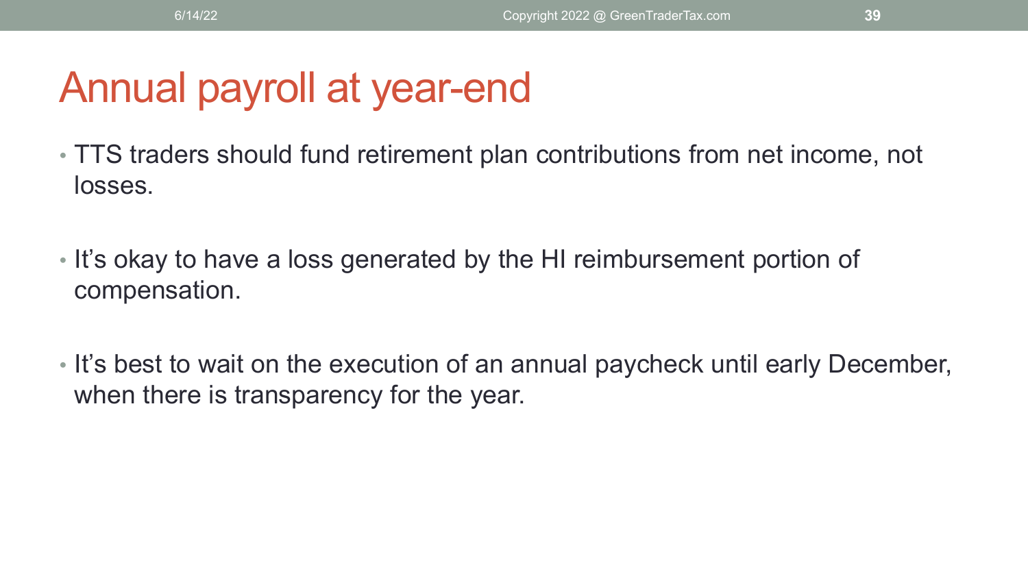# Annual payroll at year-end

- TTS traders should fund retirement plan contributions from net income, not losses.
- It's okay to have a loss generated by the HI reimbursement portion of compensation.
- It's best to wait on the execution of an annual paycheck until early December, when there is transparency for the year.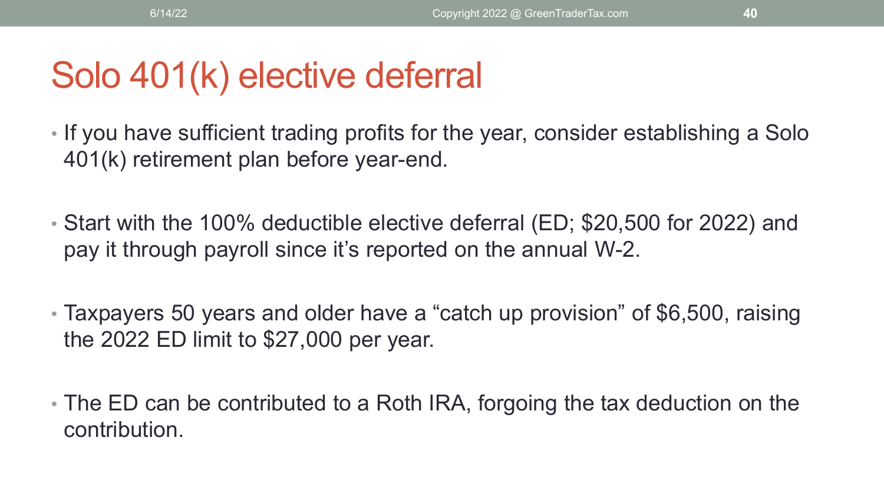# Solo 401(k) elective deferral

- If you have sufficient trading profits for the year, consider establishing a Solo 401(k) retirement plan before year-end.
- Start with the 100% deductible elective deferral (ED; $20,500 for 2022) and pay it through payroll since it's reported on the annual W-2.
- Taxpayers 50 years and older have a "catch up provision" of $6,500, raising the 2022 ED limit to $27,000 per year.
- The ED can be contributed to a Roth IRA, forgoing the tax deduction on the contribution.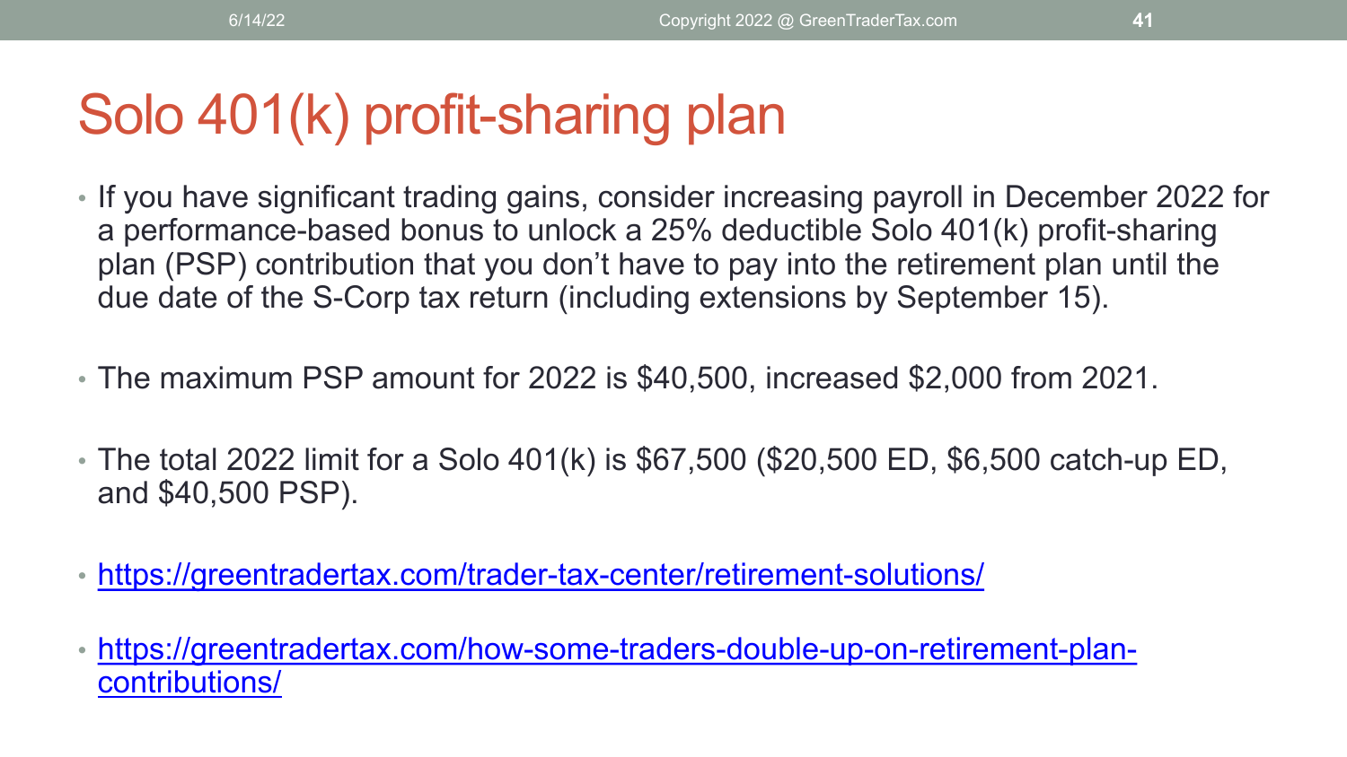# Solo 401(k) profit-sharing plan

- If you have significant trading gains, consider increasing payroll in December 2022 for a performance-based bonus to unlock a 25% deductible Solo 401(k) profit-sharing plan (PSP) contribution that you don't have to pay into the retirement plan until the due date of the S-Corp tax return (including extensions by September 15).

- The maximum PSP amount for 2022 is $40,500, increased $2,000 from 2021.

- The total 2022 limit for a Solo 401(k) is $67,500 ($20,500 ED, $6,500 catch-up ED, and $40,500 PSP).

- https://greentradertax.com/trader-tax-center/retirement-solutions/

- https://greentradertax.com/how-some-traders-double-up-on-retirement-plan-contributions/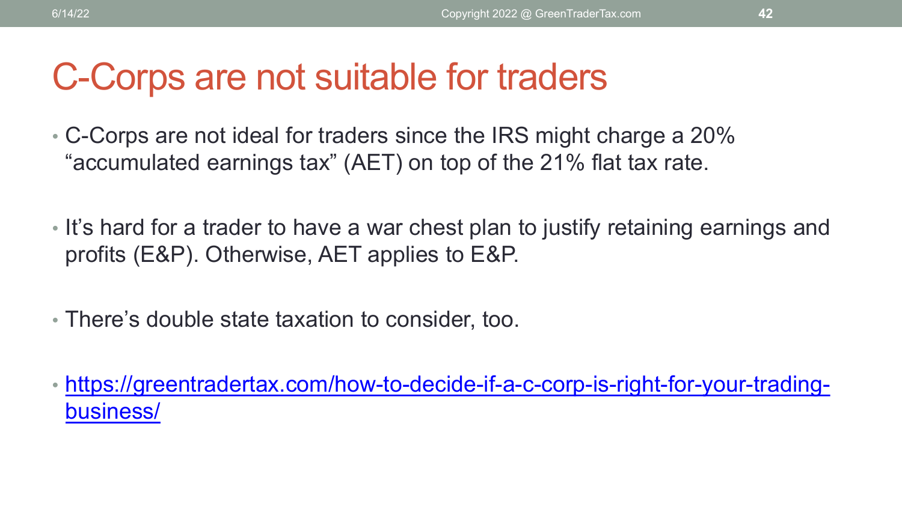# C-Corps are not suitable for traders

- C-Corps are not ideal for traders since the IRS might charge a 20% “accumulated earnings tax” (AET) on top of the 21% flat tax rate.
- It’s hard for a trader to have a war chest plan to justify retaining earnings and profits (E&P). Otherwise, AET applies to E&P.
- There’s double state taxation to consider, too.
- [https://greentradertax.com/how-to-decide-if-a-c-corp-is-right-for-your-trading-business/](https://greentradertax.com/how-to-decide-if-a-c-corp-is-right-for-your-trading-business/)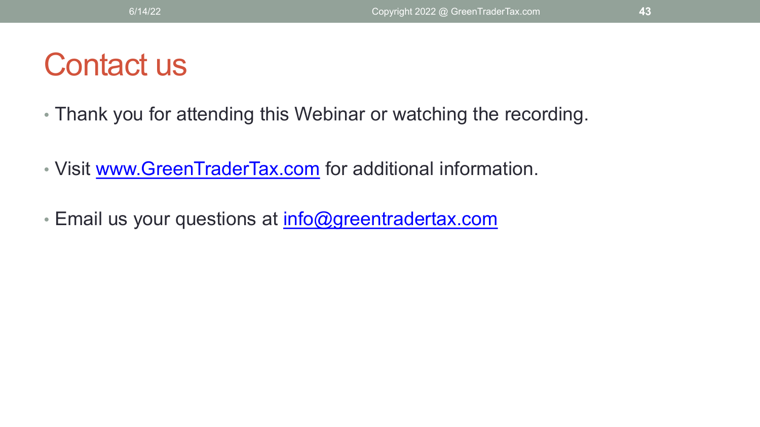# Contact us

- Thank you for attending this Webinar or watching the recording.
- Visit [www.GreenTraderTax.com](http://www.GreenTraderTax.com) for additional information.
- Email us your questions at [info@greentradertax.com](mailto:info@greentradertax.com)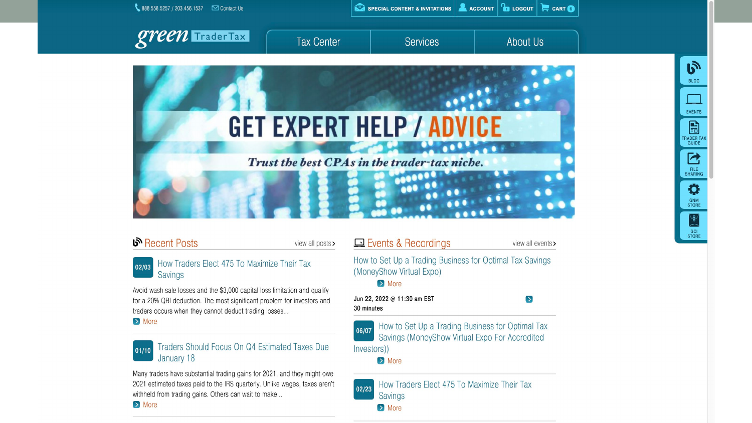888.558.5257 / 203.456.1537 Contact Us

SPECIAL CONTENT & INVITATIONS | ACCOUNT | LOGOUT | CART 0

green TraderTax

Tax Center | Services | About Us

BLOG
EVENTS
TRADER TAX GUIDE
FILE SHARING
GNM STORE
GCI STORE

# GET EXPERT HELP / ADVICE

*Trust the best CPAs in the trader-tax niche.*

## Recent Posts

view all posts >

### 02/03 How Traders Elect 475 To Maximize Their Tax Savings

Avoid wash sale losses and the $3,000 capital loss limitation and qualify for a 20% QBI deduction. The most significant problem for investors and traders occurs when they cannot deduct trading losses...

More

### 01/10 Traders Should Focus On Q4 Estimated Taxes Due January 18

Many traders have substantial trading gains for 2021, and they might owe 2021 estimated taxes paid to the IRS quarterly. Unlike wages, taxes aren't withheld from trading gains. Others can wait to make...

More

## Events & Recordings

view all events >

### How to Set Up a Trading Business for Optimal Tax Savings (MoneyShow Virtual Expo)

More

Jun 22, 2022 @ 11:30 am EST
30 minutes

### 06/07 How to Set Up a Trading Business for Optimal Tax Savings (MoneyShow Virtual Expo For Accredited Investors))

More

### 02/23 How Traders Elect 475 To Maximize Their Tax Savings

More